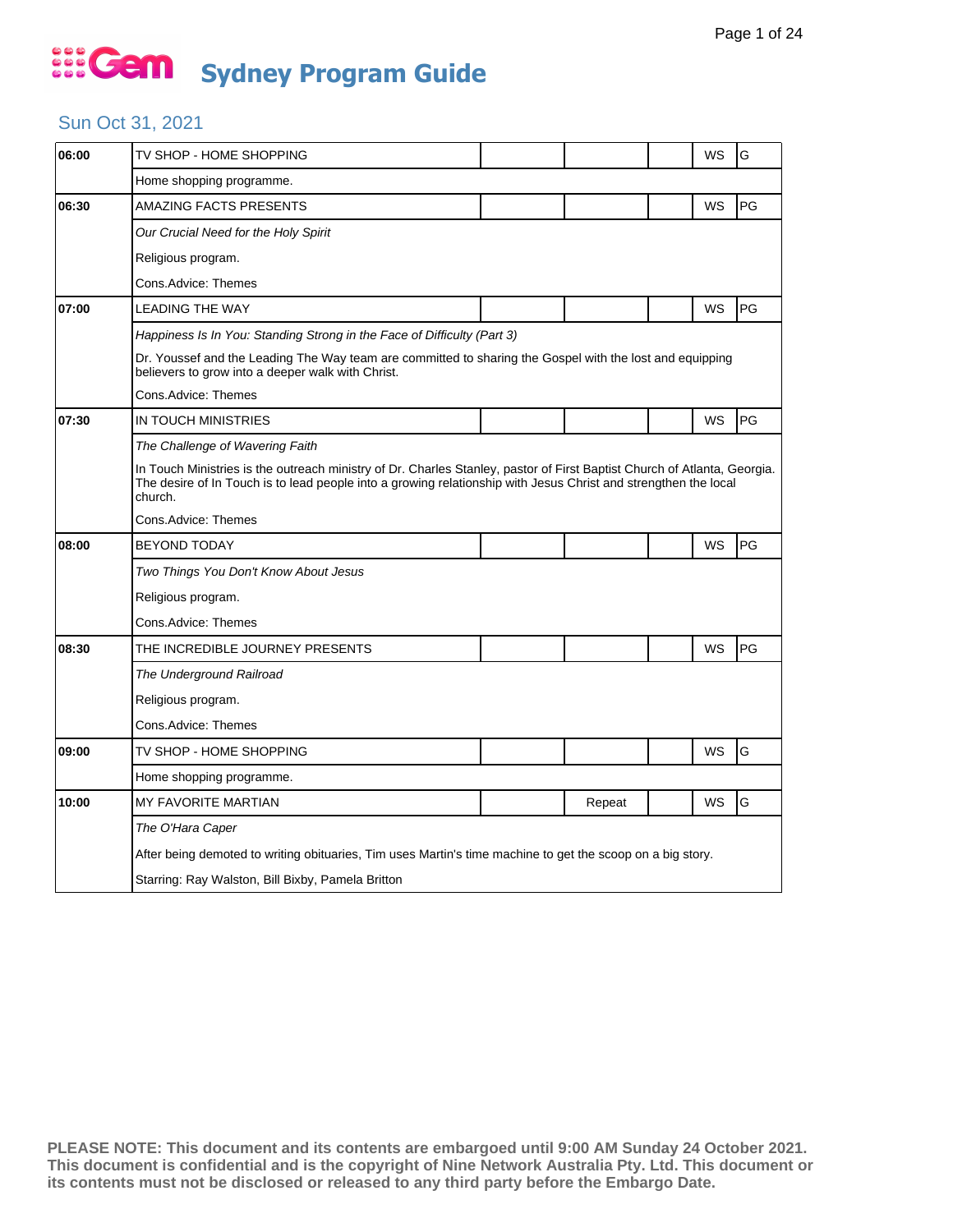# Gem Sydney Program Guide

## Sun Oct 31, 2021

| Time | Program | | | | | |
|---|---|---|---|---|---|---|
| 06:00 | TV SHOP - HOME SHOPPING | | | | WS | G |
| | Home shopping programme. | | | | | |
| 06:30 | AMAZING FACTS PRESENTS | | | | WS | PG |
| | *Our Crucial Need for the Holy Spirit* | | | | | |
| | Religious program. | | | | | |
| | Cons.Advice: Themes | | | | | |
| 07:00 | LEADING THE WAY | | | | WS | PG |
| | *Happiness Is In You: Standing Strong in the Face of Difficulty (Part 3)* | | | | | |
| | Dr. Youssef and the Leading The Way team are committed to sharing the Gospel with the lost and equipping believers to grow into a deeper walk with Christ. | | | | | |
| | Cons.Advice: Themes | | | | | |
| 07:30 | IN TOUCH MINISTRIES | | | | WS | PG |
| | *The Challenge of Wavering Faith* | | | | | |
| | In Touch Ministries is the outreach ministry of Dr. Charles Stanley, pastor of First Baptist Church of Atlanta, Georgia. The desire of In Touch is to lead people into a growing relationship with Jesus Christ and strengthen the local church. | | | | | |
| | Cons.Advice: Themes | | | | | |
| 08:00 | BEYOND TODAY | | | | WS | PG |
| | *Two Things You Don't Know About Jesus* | | | | | |
| | Religious program. | | | | | |
| | Cons.Advice: Themes | | | | | |
| 08:30 | THE INCREDIBLE JOURNEY PRESENTS | | | | WS | PG |
| | *The Underground Railroad* | | | | | |
| | Religious program. | | | | | |
| | Cons.Advice: Themes | | | | | |
| 09:00 | TV SHOP - HOME SHOPPING | | | | WS | G |
| | Home shopping programme. | | | | | |
| 10:00 | MY FAVORITE MARTIAN | | Repeat | | WS | G |
| | *The O'Hara Caper* | | | | | |
| | After being demoted to writing obituaries, Tim uses Martin's time machine to get the scoop on a big story. | | | | | |
| | Starring: Ray Walston, Bill Bixby, Pamela Britton | | | | | |

**PLEASE NOTE: This document and its contents are embargoed until 9:00 AM Sunday 24 October 2021. This document is confidential and is the copyright of Nine Network Australia Pty. Ltd. This document or its contents must not be disclosed or released to any third party before the Embargo Date.**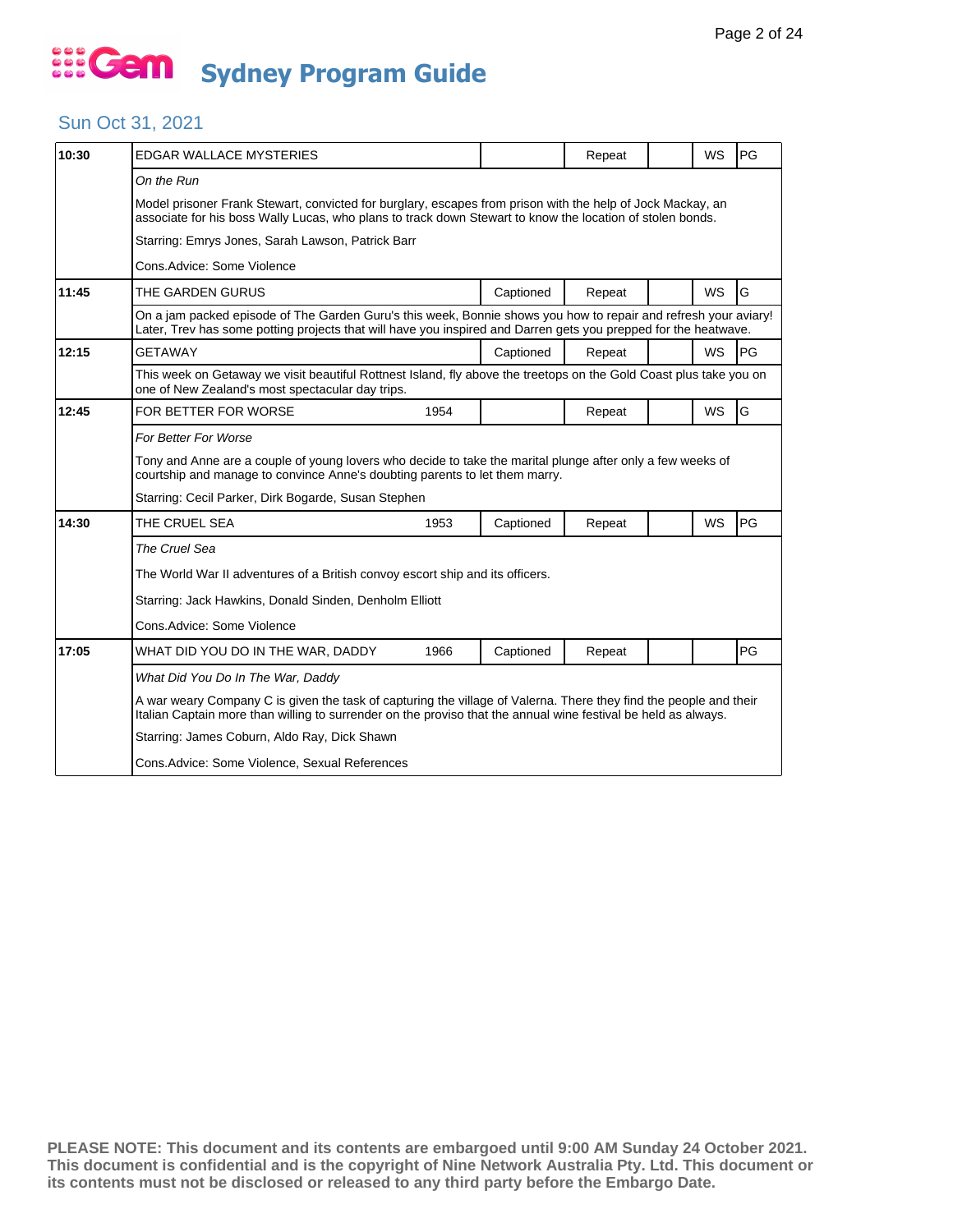# Gem Sydney Program Guide

## Sun Oct 31, 2021

| Time | Program | Year | Captioned | Repeat | | WS | Rating |
|---|---|---|---|---|---|---|---|
| 10:30 | EDGAR WALLACE MYSTERIES | | | Repeat | | WS | PG |
| | *On the Run*<br>Model prisoner Frank Stewart, convicted for burglary, escapes from prison with the help of Jock Mackay, an associate for his boss Wally Lucas, who plans to track down Stewart to know the location of stolen bonds.<br>Starring: Emrys Jones, Sarah Lawson, Patrick Barr<br>Cons.Advice: Some Violence | | | | | | |
| 11:45 | THE GARDEN GURUS | | Captioned | Repeat | | WS | G |
| | On a jam packed episode of The Garden Guru's this week, Bonnie shows you how to repair and refresh your aviary! Later, Trev has some potting projects that will have you inspired and Darren gets you prepped for the heatwave. | | | | | | |
| 12:15 | GETAWAY | | Captioned | Repeat | | WS | PG |
| | This week on Getaway we visit beautiful Rottnest Island, fly above the treetops on the Gold Coast plus take you on one of New Zealand's most spectacular day trips. | | | | | | |
| 12:45 | FOR BETTER FOR WORSE | 1954 | | Repeat | | WS | G |
| | *For Better For Worse*<br>Tony and Anne are a couple of young lovers who decide to take the marital plunge after only a few weeks of courtship and manage to convince Anne's doubting parents to let them marry.<br>Starring: Cecil Parker, Dirk Bogarde, Susan Stephen | | | | | | |
| 14:30 | THE CRUEL SEA | 1953 | Captioned | Repeat | | WS | PG |
| | *The Cruel Sea*<br>The World War II adventures of a British convoy escort ship and its officers.<br>Starring: Jack Hawkins, Donald Sinden, Denholm Elliott<br>Cons.Advice: Some Violence | | | | | | |
| 17:05 | WHAT DID YOU DO IN THE WAR, DADDY | 1966 | Captioned | Repeat | | | PG |
| | *What Did You Do In The War, Daddy*<br>A war weary Company C is given the task of capturing the village of Valerna. There they find the people and their Italian Captain more than willing to surrender on the proviso that the annual wine festival be held as always.<br>Starring: James Coburn, Aldo Ray, Dick Shawn<br>Cons.Advice: Some Violence, Sexual References | | | | | | |

**PLEASE NOTE: This document and its contents are embargoed until 9:00 AM Sunday 24 October 2021. This document is confidential and is the copyright of Nine Network Australia Pty. Ltd. This document or its contents must not be disclosed or released to any third party before the Embargo Date.**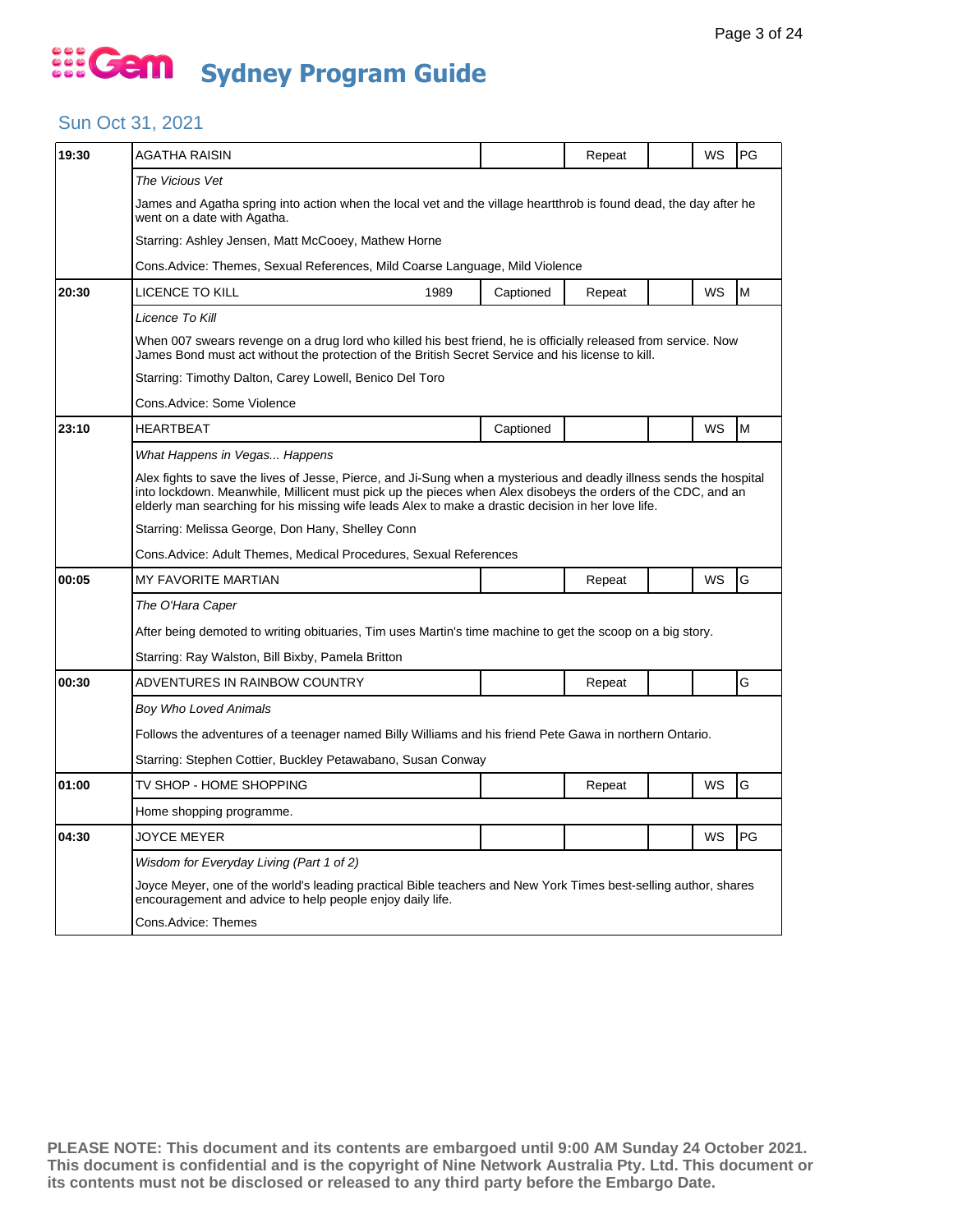# Gem Sydney Program Guide

## Sun Oct 31, 2021

| Time | Program | Year | Captioned | Repeat | | WS | Rating |
|---|---|---|---|---|---|---|---|
| 19:30 | AGATHA RAISIN | | | Repeat | | WS | PG |
| | *The Vicious Vet*<br>James and Agatha spring into action when the local vet and the village heartthrob is found dead, the day after he went on a date with Agatha.<br>Starring: Ashley Jensen, Matt McCooey, Mathew Horne<br>Cons.Advice: Themes, Sexual References, Mild Coarse Language, Mild Violence | | | | | | |
| 20:30 | LICENCE TO KILL | 1989 | Captioned | Repeat | | WS | M |
| | *Licence To Kill*<br>When 007 swears revenge on a drug lord who killed his best friend, he is officially released from service. Now James Bond must act without the protection of the British Secret Service and his license to kill.<br>Starring: Timothy Dalton, Carey Lowell, Benico Del Toro<br>Cons.Advice: Some Violence | | | | | | |
| 23:10 | HEARTBEAT | | Captioned | | | WS | M |
| | *What Happens in Vegas... Happens*<br>Alex fights to save the lives of Jesse, Pierce, and Ji-Sung when a mysterious and deadly illness sends the hospital into lockdown. Meanwhile, Millicent must pick up the pieces when Alex disobeys the orders of the CDC, and an elderly man searching for his missing wife leads Alex to make a drastic decision in her love life.<br>Starring: Melissa George, Don Hany, Shelley Conn<br>Cons.Advice: Adult Themes, Medical Procedures, Sexual References | | | | | | |
| 00:05 | MY FAVORITE MARTIAN | | | Repeat | | WS | G |
| | *The O'Hara Caper*<br>After being demoted to writing obituaries, Tim uses Martin's time machine to get the scoop on a big story.<br>Starring: Ray Walston, Bill Bixby, Pamela Britton | | | | | | |
| 00:30 | ADVENTURES IN RAINBOW COUNTRY | | | Repeat | | | G |
| | *Boy Who Loved Animals*<br>Follows the adventures of a teenager named Billy Williams and his friend Pete Gawa in northern Ontario.<br>Starring: Stephen Cottier, Buckley Petawabano, Susan Conway | | | | | | |
| 01:00 | TV SHOP - HOME SHOPPING | | | Repeat | | WS | G |
| | Home shopping programme. | | | | | | |
| 04:30 | JOYCE MEYER | | | | | WS | PG |
| | *Wisdom for Everyday Living (Part 1 of 2)*<br>Joyce Meyer, one of the world's leading practical Bible teachers and New York Times best-selling author, shares encouragement and advice to help people enjoy daily life.<br>Cons.Advice: Themes | | | | | | |

**PLEASE NOTE: This document and its contents are embargoed until 9:00 AM Sunday 24 October 2021. This document is confidential and is the copyright of Nine Network Australia Pty. Ltd. This document or its contents must not be disclosed or released to any third party before the Embargo Date.**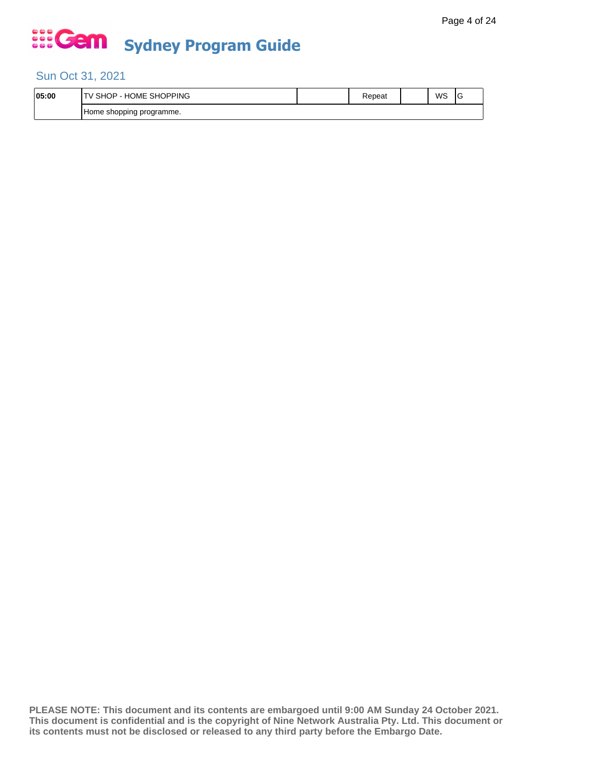# Gem Sydney Program Guide

## Sun Oct 31, 2021

| 05:00 | TV SHOP - HOME SHOPPING | | Repeat | | WS | G |
|---|---|---|---|---|---|---|
| | Home shopping programme. | | | | | |

**PLEASE NOTE: This document and its contents are embargoed until 9:00 AM Sunday 24 October 2021. This document is confidential and is the copyright of Nine Network Australia Pty. Ltd. This document or its contents must not be disclosed or released to any third party before the Embargo Date.**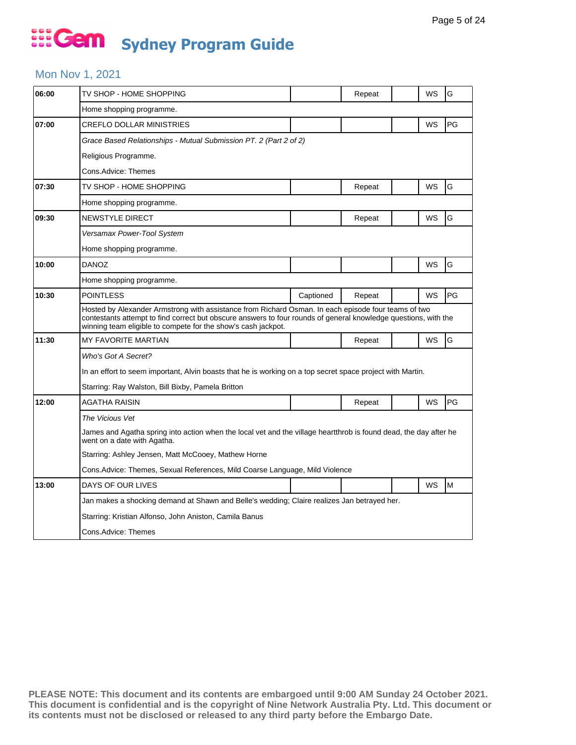# Gem Sydney Program Guide

## Mon Nov 1, 2021

| Time | Program | Captioned | Repeat | | WS | Rating |
|---|---|---|---|---|---|---|
| 06:00 | TV SHOP - HOME SHOPPING | | Repeat | | WS | G |
| | Home shopping programme. | | | | | |
| 07:00 | CREFLO DOLLAR MINISTRIES | | | | WS | PG |
| | *Grace Based Relationships - Mutual Submission PT. 2 (Part 2 of 2)* | | | | | |
| | Religious Programme. | | | | | |
| | Cons.Advice: Themes | | | | | |
| 07:30 | TV SHOP - HOME SHOPPING | | Repeat | | WS | G |
| | Home shopping programme. | | | | | |
| 09:30 | NEWSTYLE DIRECT | | Repeat | | WS | G |
| | *Versamax Power-Tool System* | | | | | |
| | Home shopping programme. | | | | | |
| 10:00 | DANOZ | | | | WS | G |
| | Home shopping programme. | | | | | |
| 10:30 | POINTLESS | Captioned | Repeat | | WS | PG |
| | Hosted by Alexander Armstrong with assistance from Richard Osman. In each episode four teams of two contestants attempt to find correct but obscure answers to four rounds of general knowledge questions, with the winning team eligible to compete for the show's cash jackpot. | | | | | |
| 11:30 | MY FAVORITE MARTIAN | | Repeat | | WS | G |
| | *Who's Got A Secret?* | | | | | |
| | In an effort to seem important, Alvin boasts that he is working on a top secret space project with Martin. | | | | | |
| | Starring: Ray Walston, Bill Bixby, Pamela Britton | | | | | |
| 12:00 | AGATHA RAISIN | | Repeat | | WS | PG |
| | *The Vicious Vet* | | | | | |
| | James and Agatha spring into action when the local vet and the village heartthrob is found dead, the day after he went on a date with Agatha. | | | | | |
| | Starring: Ashley Jensen, Matt McCooey, Mathew Horne | | | | | |
| | Cons.Advice: Themes, Sexual References, Mild Coarse Language, Mild Violence | | | | | |
| 13:00 | DAYS OF OUR LIVES | | | | WS | M |
| | Jan makes a shocking demand at Shawn and Belle's wedding; Claire realizes Jan betrayed her. | | | | | |
| | Starring: Kristian Alfonso, John Aniston, Camila Banus | | | | | |
| | Cons.Advice: Themes | | | | | |

**PLEASE NOTE: This document and its contents are embargoed until 9:00 AM Sunday 24 October 2021. This document is confidential and is the copyright of Nine Network Australia Pty. Ltd. This document or its contents must not be disclosed or released to any third party before the Embargo Date.**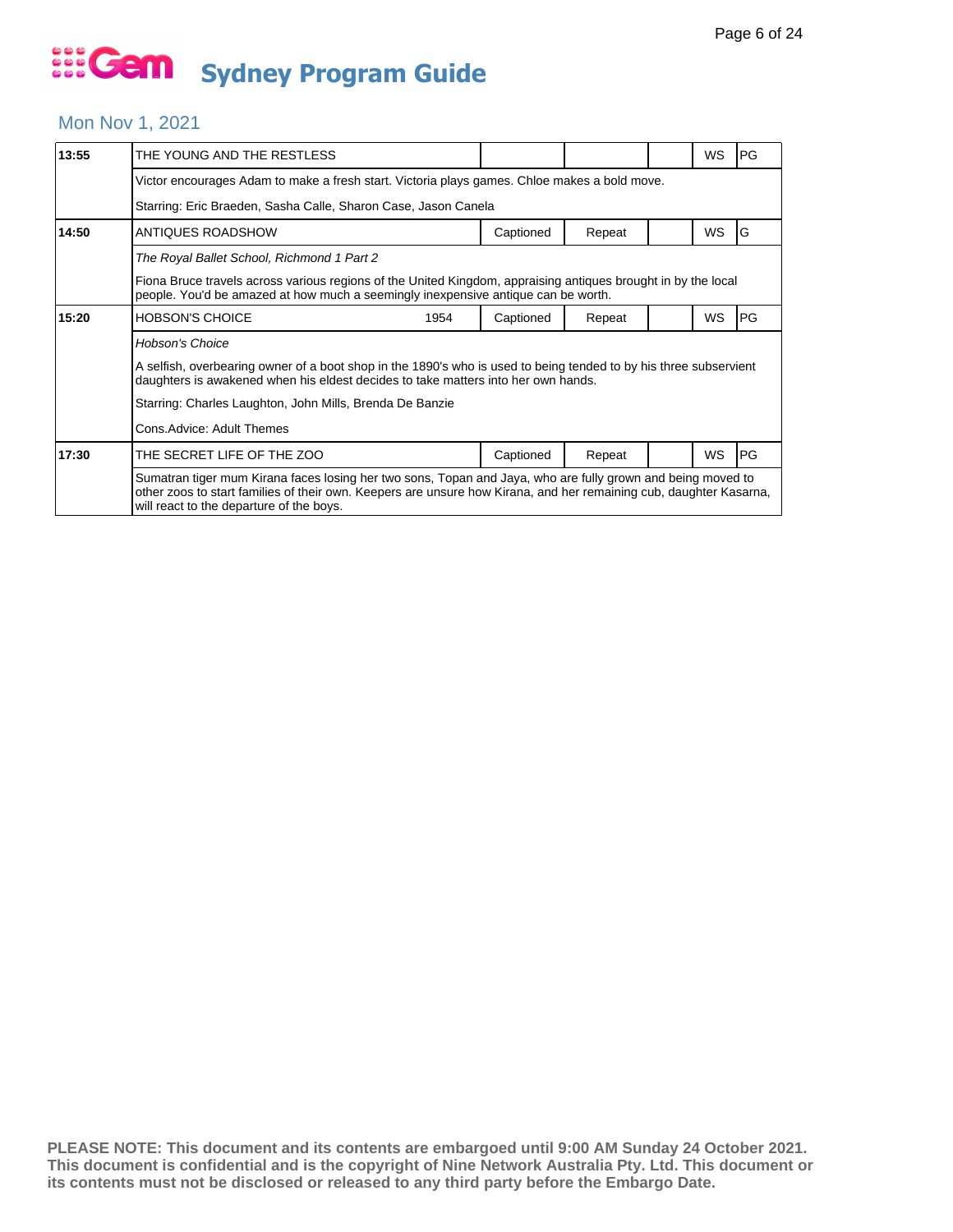# Sydney Program Guide

## Mon Nov 1, 2021

| Time | Program | Year | Captioned | Repeat | | WS | Rating |
|---|---|---|---|---|---|---|---|
| **13:55** | THE YOUNG AND THE RESTLESS | | | | | WS | PG |
| | Victor encourages Adam to make a fresh start. Victoria plays games. Chloe makes a bold move. | | | | | | |
| | Starring: Eric Braeden, Sasha Calle, Sharon Case, Jason Canela | | | | | | |
| **14:50** | ANTIQUES ROADSHOW | | Captioned | Repeat | | WS | G |
| | *The Royal Ballet School, Richmond 1 Part 2* | | | | | | |
| | Fiona Bruce travels across various regions of the United Kingdom, appraising antiques brought in by the local people. You'd be amazed at how much a seemingly inexpensive antique can be worth. | | | | | | |
| **15:20** | HOBSON'S CHOICE | 1954 | Captioned | Repeat | | WS | PG |
| | *Hobson's Choice* | | | | | | |
| | A selfish, overbearing owner of a boot shop in the 1890's who is used to being tended to by his three subservient daughters is awakened when his eldest decides to take matters into her own hands. | | | | | | |
| | Starring: Charles Laughton, John Mills, Brenda De Banzie | | | | | | |
| | Cons.Advice: Adult Themes | | | | | | |
| **17:30** | THE SECRET LIFE OF THE ZOO | | Captioned | Repeat | | WS | PG |
| | Sumatran tiger mum Kirana faces losing her two sons, Topan and Jaya, who are fully grown and being moved to other zoos to start families of their own. Keepers are unsure how Kirana, and her remaining cub, daughter Kasarna, will react to the departure of the boys. | | | | | | |

**PLEASE NOTE: This document and its contents are embargoed until 9:00 AM Sunday 24 October 2021. This document is confidential and is the copyright of Nine Network Australia Pty. Ltd. This document or its contents must not be disclosed or released to any third party before the Embargo Date.**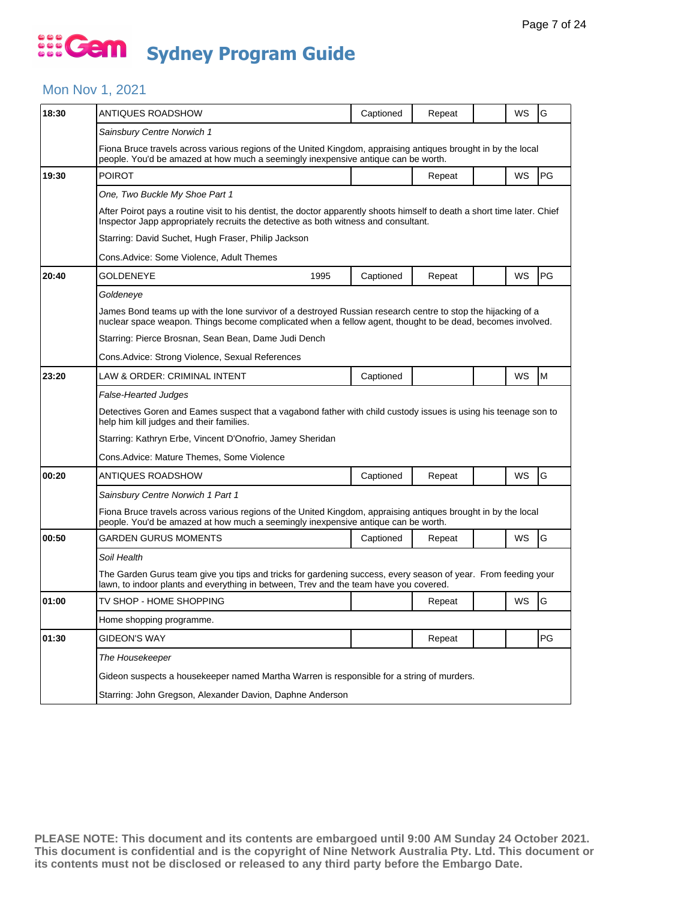# Gem Sydney Program Guide

## Mon Nov 1, 2021

| Time | Program | Year | Captioned | Repeat | | WS | Rating |
|---|---|---|---|---|---|---|---|
| 18:30 | ANTIQUES ROADSHOW | | Captioned | Repeat | | WS | G |
| | *Sainsbury Centre Norwich 1* | | | | | | |
| | Fiona Bruce travels across various regions of the United Kingdom, appraising antiques brought in by the local people. You'd be amazed at how much a seemingly inexpensive antique can be worth. | | | | | | |
| 19:30 | POIROT | | | Repeat | | WS | PG |
| | *One, Two Buckle My Shoe Part 1* | | | | | | |
| | After Poirot pays a routine visit to his dentist, the doctor apparently shoots himself to death a short time later. Chief Inspector Japp appropriately recruits the detective as both witness and consultant. | | | | | | |
| | Starring: David Suchet, Hugh Fraser, Philip Jackson | | | | | | |
| | Cons.Advice: Some Violence, Adult Themes | | | | | | |
| 20:40 | GOLDENEYE | 1995 | Captioned | Repeat | | WS | PG |
| | *Goldeneye* | | | | | | |
| | James Bond teams up with the lone survivor of a destroyed Russian research centre to stop the hijacking of a nuclear space weapon. Things become complicated when a fellow agent, thought to be dead, becomes involved. | | | | | | |
| | Starring: Pierce Brosnan, Sean Bean, Dame Judi Dench | | | | | | |
| | Cons.Advice: Strong Violence, Sexual References | | | | | | |
| 23:20 | LAW & ORDER: CRIMINAL INTENT | | Captioned | | | WS | M |
| | *False-Hearted Judges* | | | | | | |
| | Detectives Goren and Eames suspect that a vagabond father with child custody issues is using his teenage son to help him kill judges and their families. | | | | | | |
| | Starring: Kathryn Erbe, Vincent D'Onofrio, Jamey Sheridan | | | | | | |
| | Cons.Advice: Mature Themes, Some Violence | | | | | | |
| 00:20 | ANTIQUES ROADSHOW | | Captioned | Repeat | | WS | G |
| | *Sainsbury Centre Norwich 1 Part 1* | | | | | | |
| | Fiona Bruce travels across various regions of the United Kingdom, appraising antiques brought in by the local people. You'd be amazed at how much a seemingly inexpensive antique can be worth. | | | | | | |
| 00:50 | GARDEN GURUS MOMENTS | | Captioned | Repeat | | WS | G |
| | *Soil Health* | | | | | | |
| | The Garden Gurus team give you tips and tricks for gardening success, every season of year. From feeding your lawn, to indoor plants and everything in between, Trev and the team have you covered. | | | | | | |
| 01:00 | TV SHOP - HOME SHOPPING | | | Repeat | | WS | G |
| | Home shopping programme. | | | | | | |
| 01:30 | GIDEON'S WAY | | | Repeat | | | PG |
| | *The Housekeeper* | | | | | | |
| | Gideon suspects a housekeeper named Martha Warren is responsible for a string of murders. | | | | | | |
| | Starring: John Gregson, Alexander Davion, Daphne Anderson | | | | | | |

**PLEASE NOTE: This document and its contents are embargoed until 9:00 AM Sunday 24 October 2021. This document is confidential and is the copyright of Nine Network Australia Pty. Ltd. This document or its contents must not be disclosed or released to any third party before the Embargo Date.**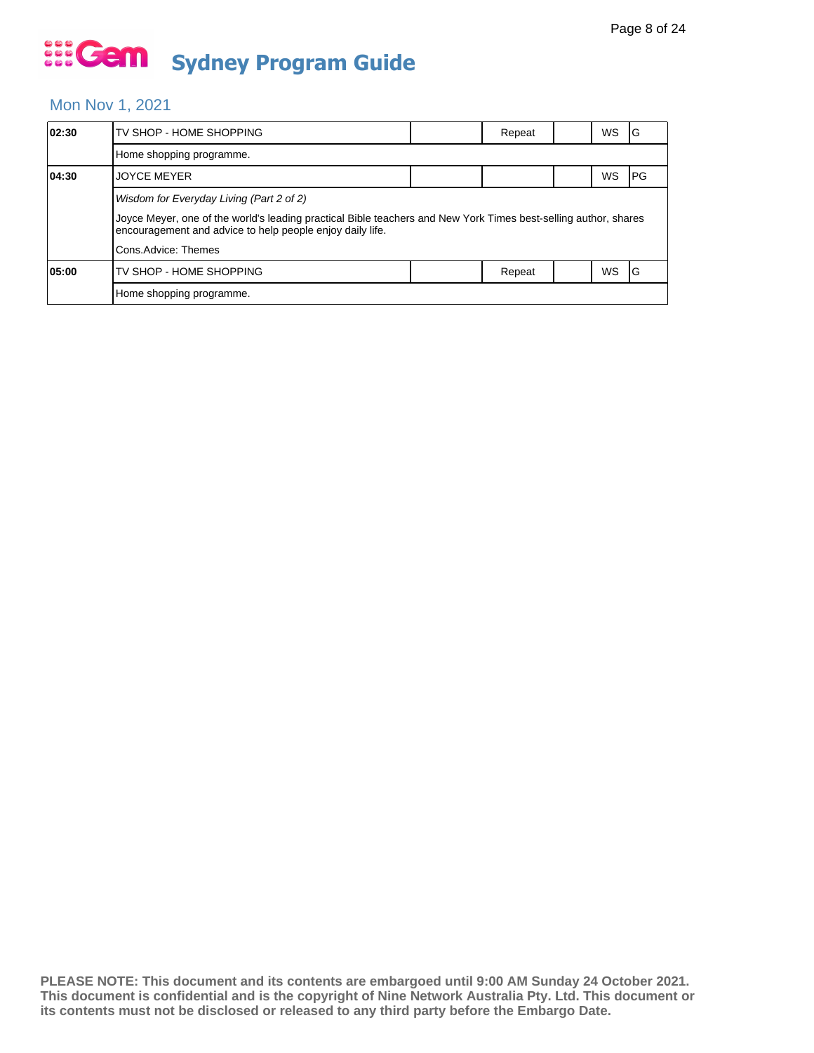# Gem Sydney Program Guide

## Mon Nov 1, 2021

| Time | Program | | Status | | Format | Rating |
|---|---|---|---|---|---|---|
| **02:30** | TV SHOP - HOME SHOPPING | | Repeat | | WS | G |
| | Home shopping programme. | | | | | |
| **04:30** | JOYCE MEYER | | | | WS | PG |
| | *Wisdom for Everyday Living (Part 2 of 2)*<br>Joyce Meyer, one of the world's leading practical Bible teachers and New York Times best-selling author, shares encouragement and advice to help people enjoy daily life.<br>Cons.Advice: Themes | | | | | |
| **05:00** | TV SHOP - HOME SHOPPING | | Repeat | | WS | G |
| | Home shopping programme. | | | | | |

**PLEASE NOTE: This document and its contents are embargoed until 9:00 AM Sunday 24 October 2021. This document is confidential and is the copyright of Nine Network Australia Pty. Ltd. This document or its contents must not be disclosed or released to any third party before the Embargo Date.**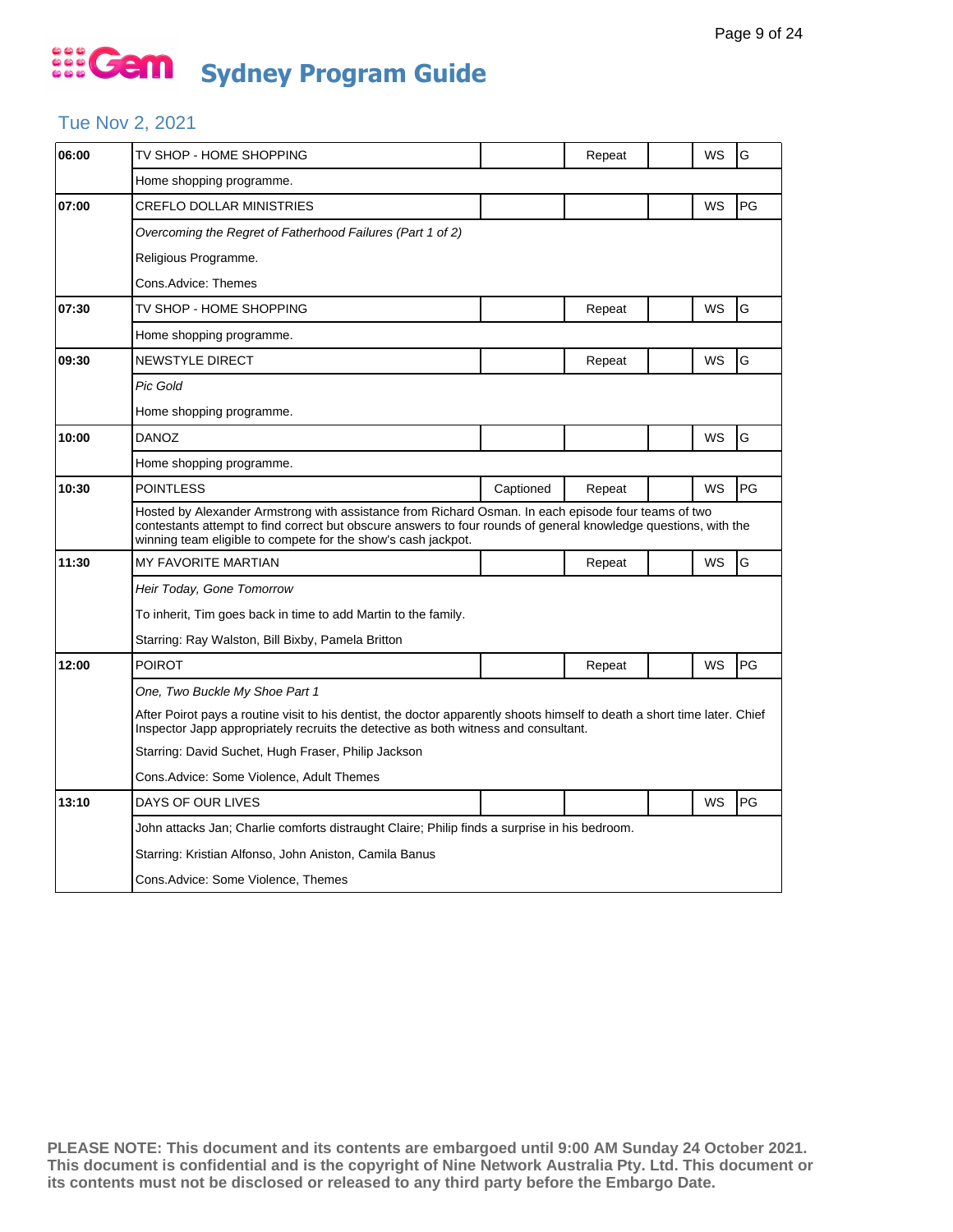# Gem Sydney Program Guide

## Tue Nov 2, 2021

| Time | Program | Captioned | Repeat | | WS | Rating |
|---|---|---|---|---|---|---|
| 06:00 | TV SHOP - HOME SHOPPING | | Repeat | | WS | G |
| | Home shopping programme. | | | | | |
| 07:00 | CREFLO DOLLAR MINISTRIES | | | | WS | PG |
| | *Overcoming the Regret of Fatherhood Failures (Part 1 of 2)* | | | | | |
| | Religious Programme. | | | | | |
| | Cons.Advice: Themes | | | | | |
| 07:30 | TV SHOP - HOME SHOPPING | | Repeat | | WS | G |
| | Home shopping programme. | | | | | |
| 09:30 | NEWSTYLE DIRECT | | Repeat | | WS | G |
| | *Pic Gold* | | | | | |
| | Home shopping programme. | | | | | |
| 10:00 | DANOZ | | | | WS | G |
| | Home shopping programme. | | | | | |
| 10:30 | POINTLESS | Captioned | Repeat | | WS | PG |
| | Hosted by Alexander Armstrong with assistance from Richard Osman. In each episode four teams of two contestants attempt to find correct but obscure answers to four rounds of general knowledge questions, with the winning team eligible to compete for the show's cash jackpot. | | | | | |
| 11:30 | MY FAVORITE MARTIAN | | Repeat | | WS | G |
| | *Heir Today, Gone Tomorrow* | | | | | |
| | To inherit, Tim goes back in time to add Martin to the family. | | | | | |
| | Starring: Ray Walston, Bill Bixby, Pamela Britton | | | | | |
| 12:00 | POIROT | | Repeat | | WS | PG |
| | *One, Two Buckle My Shoe Part 1* | | | | | |
| | After Poirot pays a routine visit to his dentist, the doctor apparently shoots himself to death a short time later. Chief Inspector Japp appropriately recruits the detective as both witness and consultant. | | | | | |
| | Starring: David Suchet, Hugh Fraser, Philip Jackson | | | | | |
| | Cons.Advice: Some Violence, Adult Themes | | | | | |
| 13:10 | DAYS OF OUR LIVES | | | | WS | PG |
| | John attacks Jan; Charlie comforts distraught Claire; Philip finds a surprise in his bedroom. | | | | | |
| | Starring: Kristian Alfonso, John Aniston, Camila Banus | | | | | |
| | Cons.Advice: Some Violence, Themes | | | | | |

**PLEASE NOTE: This document and its contents are embargoed until 9:00 AM Sunday 24 October 2021. This document is confidential and is the copyright of Nine Network Australia Pty. Ltd. This document or its contents must not be disclosed or released to any third party before the Embargo Date.**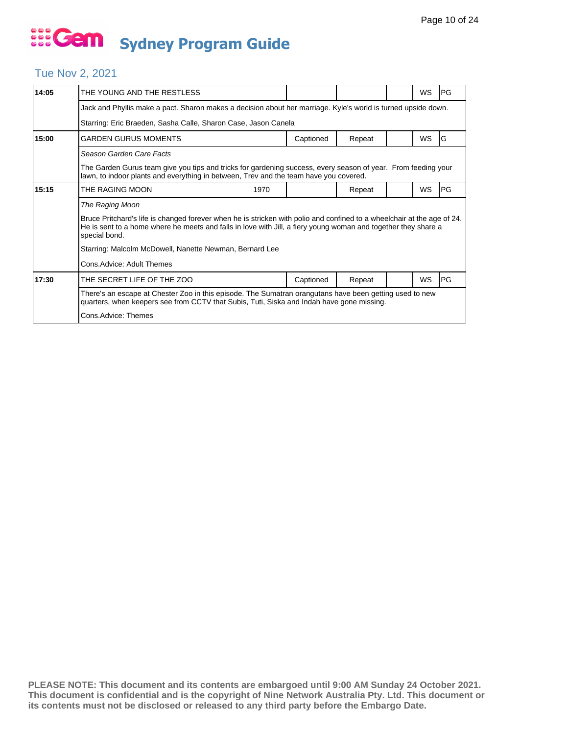# Gem Sydney Program Guide

## Tue Nov 2, 2021

| Time | Program | | | | | | |
|---|---|---|---|---|---|---|---|
| 14:05 | THE YOUNG AND THE RESTLESS | | | | | WS | PG |
| | Jack and Phyllis make a pact. Sharon makes a decision about her marriage. Kyle's world is turned upside down. | | | | | | |
| | Starring: Eric Braeden, Sasha Calle, Sharon Case, Jason Canela | | | | | | |
| 15:00 | GARDEN GURUS MOMENTS | | Captioned | Repeat | | WS | G |
| | *Season Garden Care Facts* | | | | | | |
| | The Garden Gurus team give you tips and tricks for gardening success, every season of year. From feeding your lawn, to indoor plants and everything in between, Trev and the team have you covered. | | | | | | |
| 15:15 | THE RAGING MOON | 1970 | | Repeat | | WS | PG |
| | *The Raging Moon* | | | | | | |
| | Bruce Pritchard's life is changed forever when he is stricken with polio and confined to a wheelchair at the age of 24. He is sent to a home where he meets and falls in love with Jill, a fiery young woman and together they share a special bond. | | | | | | |
| | Starring: Malcolm McDowell, Nanette Newman, Bernard Lee | | | | | | |
| | Cons.Advice: Adult Themes | | | | | | |
| 17:30 | THE SECRET LIFE OF THE ZOO | | Captioned | Repeat | | WS | PG |
| | There's an escape at Chester Zoo in this episode. The Sumatran orangutans have been getting used to new quarters, when keepers see from CCTV that Subis, Tuti, Siska and Indah have gone missing. | | | | | | |
| | Cons.Advice: Themes | | | | | | |

**PLEASE NOTE: This document and its contents are embargoed until 9:00 AM Sunday 24 October 2021. This document is confidential and is the copyright of Nine Network Australia Pty. Ltd. This document or its contents must not be disclosed or released to any third party before the Embargo Date.**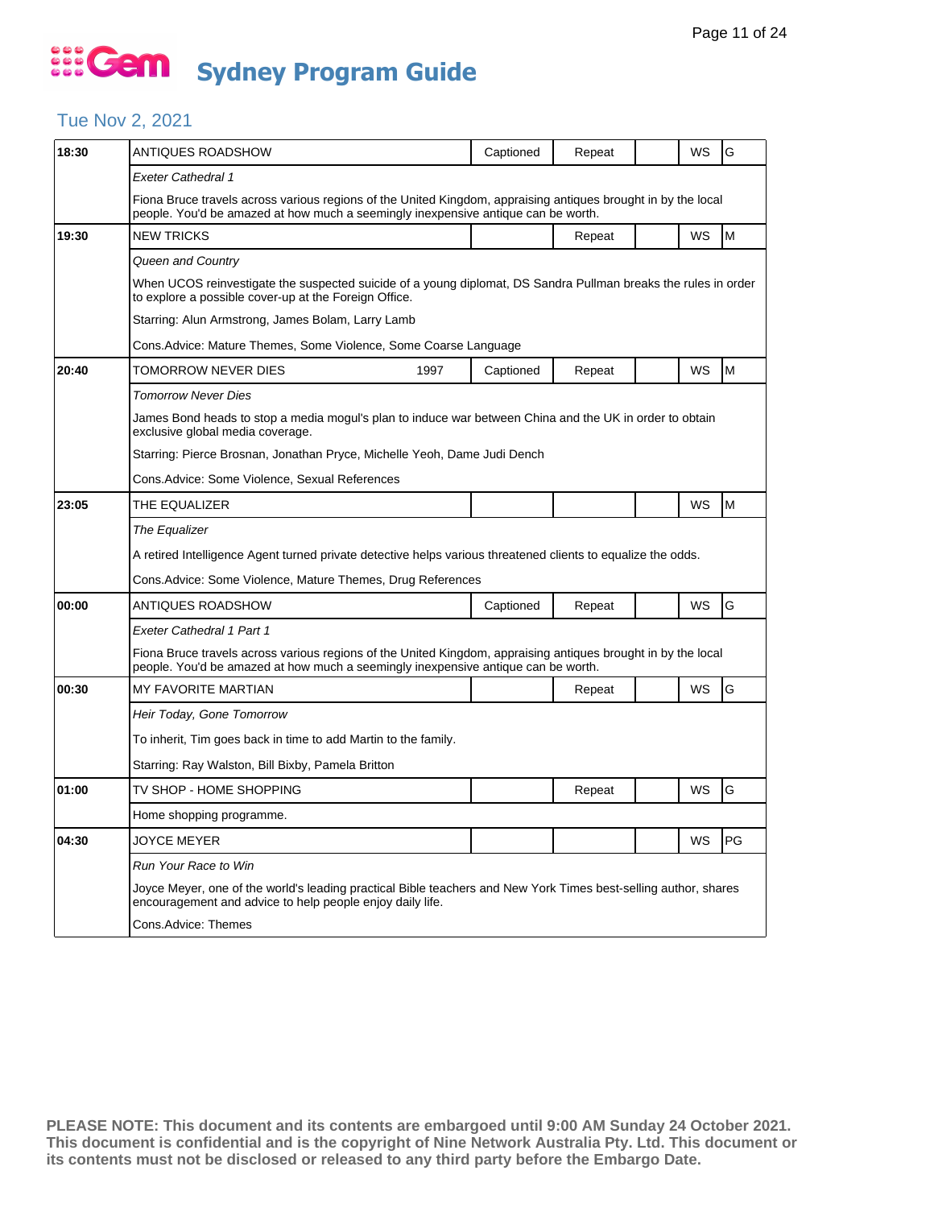# Gem Sydney Program Guide

## Tue Nov 2, 2021

| Time | Program | Year | Captioned | Repeat | | WS | Rating |
|---|---|---|---|---|---|---|---|
| 18:30 | ANTIQUES ROADSHOW | | Captioned | Repeat | | WS | G |
| | *Exeter Cathedral 1* | | | | | | |
| | Fiona Bruce travels across various regions of the United Kingdom, appraising antiques brought in by the local people. You'd be amazed at how much a seemingly inexpensive antique can be worth. | | | | | | |
| 19:30 | NEW TRICKS | | | Repeat | | WS | M |
| | *Queen and Country* | | | | | | |
| | When UCOS reinvestigate the suspected suicide of a young diplomat, DS Sandra Pullman breaks the rules in order to explore a possible cover-up at the Foreign Office. | | | | | | |
| | Starring: Alun Armstrong, James Bolam, Larry Lamb | | | | | | |
| | Cons.Advice: Mature Themes, Some Violence, Some Coarse Language | | | | | | |
| 20:40 | TOMORROW NEVER DIES | 1997 | Captioned | Repeat | | WS | M |
| | *Tomorrow Never Dies* | | | | | | |
| | James Bond heads to stop a media mogul's plan to induce war between China and the UK in order to obtain exclusive global media coverage. | | | | | | |
| | Starring: Pierce Brosnan, Jonathan Pryce, Michelle Yeoh, Dame Judi Dench | | | | | | |
| | Cons.Advice: Some Violence, Sexual References | | | | | | |
| 23:05 | THE EQUALIZER | | | | | WS | M |
| | *The Equalizer* | | | | | | |
| | A retired Intelligence Agent turned private detective helps various threatened clients to equalize the odds. | | | | | | |
| | Cons.Advice: Some Violence, Mature Themes, Drug References | | | | | | |
| 00:00 | ANTIQUES ROADSHOW | | Captioned | Repeat | | WS | G |
| | *Exeter Cathedral 1 Part 1* | | | | | | |
| | Fiona Bruce travels across various regions of the United Kingdom, appraising antiques brought in by the local people. You'd be amazed at how much a seemingly inexpensive antique can be worth. | | | | | | |
| 00:30 | MY FAVORITE MARTIAN | | | Repeat | | WS | G |
| | *Heir Today, Gone Tomorrow* | | | | | | |
| | To inherit, Tim goes back in time to add Martin to the family. | | | | | | |
| | Starring: Ray Walston, Bill Bixby, Pamela Britton | | | | | | |
| 01:00 | TV SHOP - HOME SHOPPING | | | Repeat | | WS | G |
| | Home shopping programme. | | | | | | |
| 04:30 | JOYCE MEYER | | | | | WS | PG |
| | *Run Your Race to Win* | | | | | | |
| | Joyce Meyer, one of the world's leading practical Bible teachers and New York Times best-selling author, shares encouragement and advice to help people enjoy daily life. | | | | | | |
| | Cons.Advice: Themes | | | | | | |

**PLEASE NOTE: This document and its contents are embargoed until 9:00 AM Sunday 24 October 2021. This document is confidential and is the copyright of Nine Network Australia Pty. Ltd. This document or its contents must not be disclosed or released to any third party before the Embargo Date.**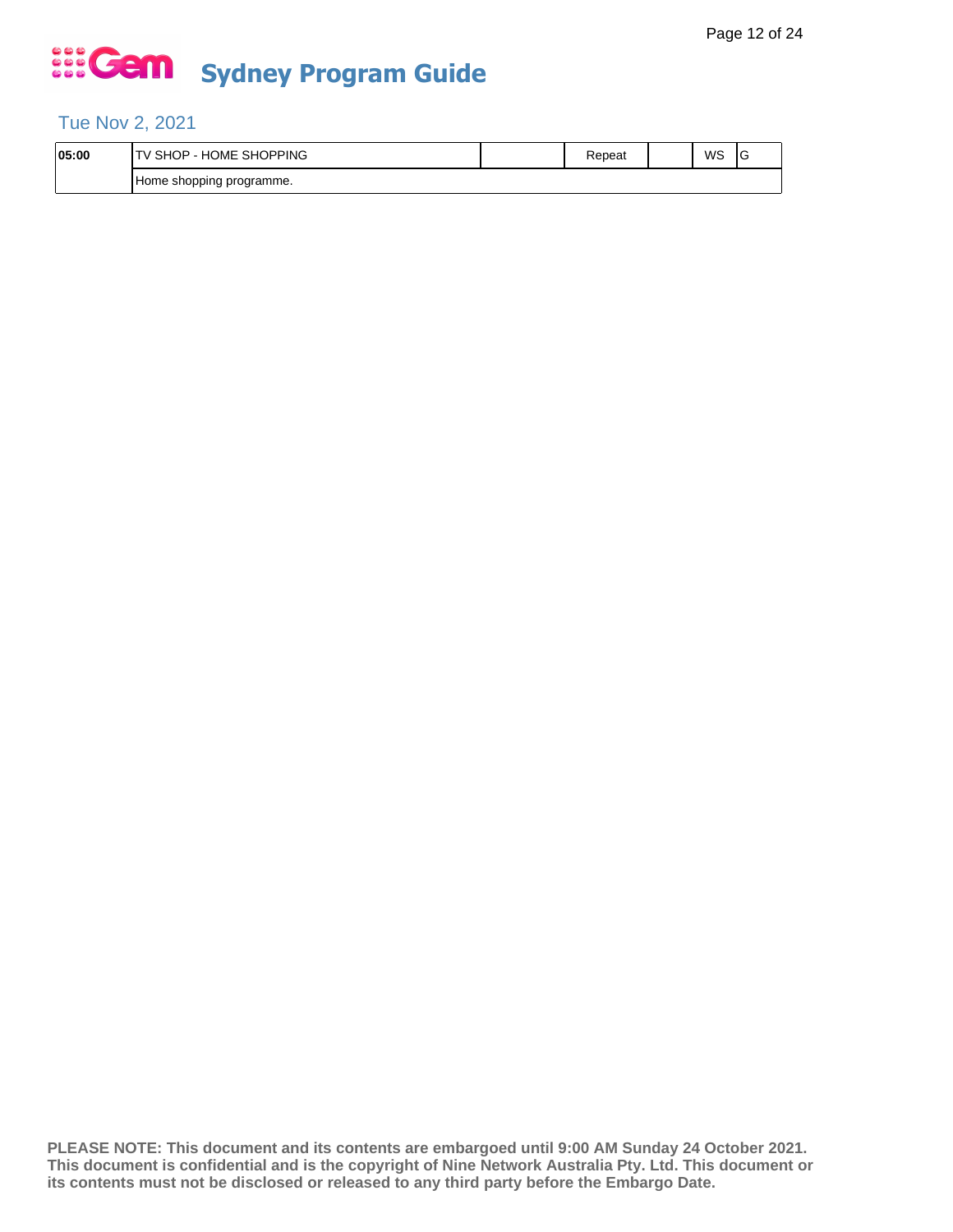# Sydney Program Guide

## Tue Nov 2, 2021

| 05:00 | TV SHOP - HOME SHOPPING | | Repeat | | WS | G |
|---|---|---|---|---|---|---|
| | Home shopping programme. | | | | | |

**PLEASE NOTE: This document and its contents are embargoed until 9:00 AM Sunday 24 October 2021. This document is confidential and is the copyright of Nine Network Australia Pty. Ltd. This document or its contents must not be disclosed or released to any third party before the Embargo Date.**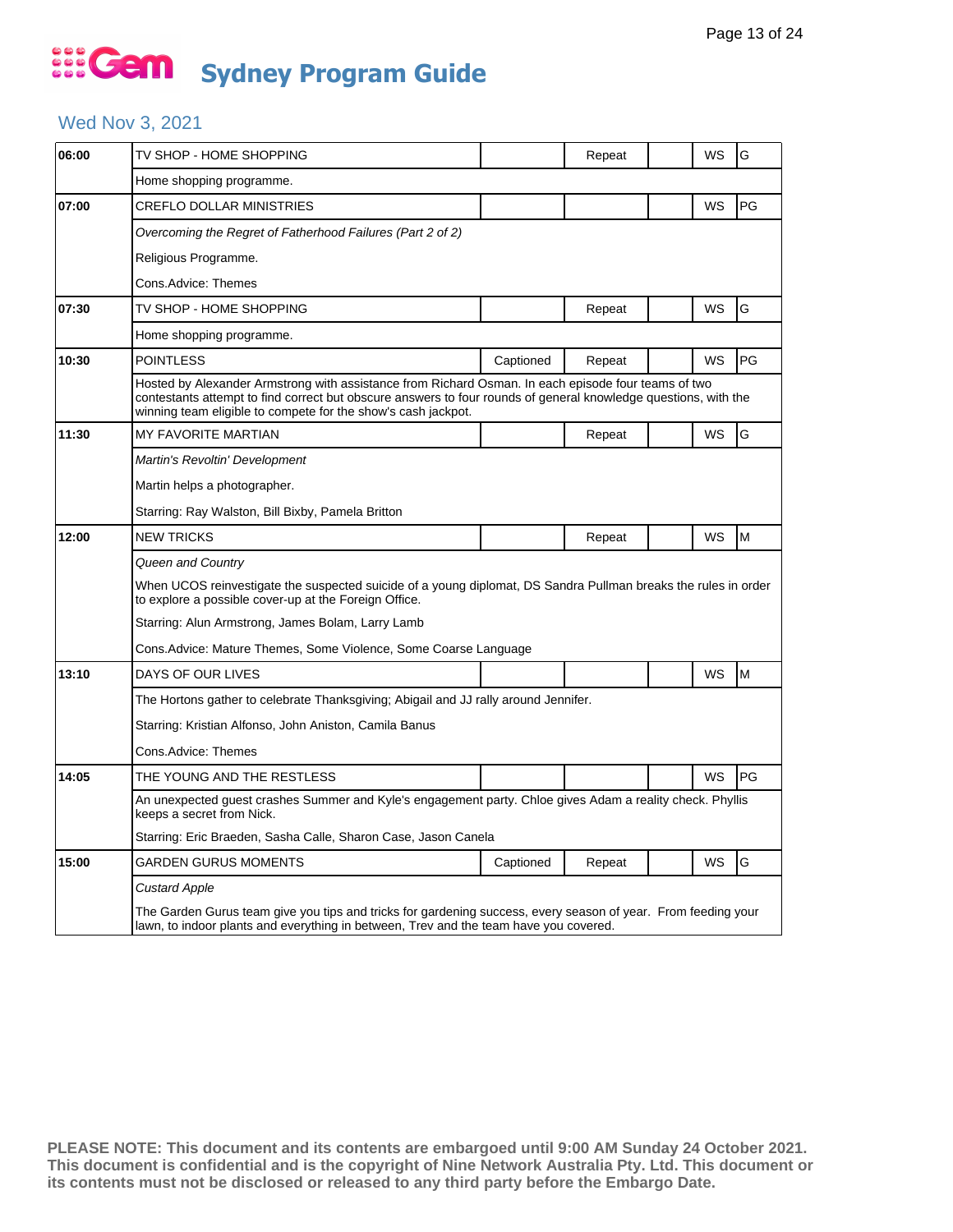# Gem Sydney Program Guide

## Wed Nov 3, 2021

| Time | Program | Captioned | Repeat | | WS | Rating |
|---|---|---|---|---|---|---|
| 06:00 | TV SHOP - HOME SHOPPING | | Repeat | | WS | G |
| | Home shopping programme. | | | | | |
| 07:00 | CREFLO DOLLAR MINISTRIES | | | | WS | PG |
| | *Overcoming the Regret of Fatherhood Failures (Part 2 of 2)* | | | | | |
| | Religious Programme. | | | | | |
| | Cons.Advice: Themes | | | | | |
| 07:30 | TV SHOP - HOME SHOPPING | | Repeat | | WS | G |
| | Home shopping programme. | | | | | |
| 10:30 | POINTLESS | Captioned | Repeat | | WS | PG |
| | Hosted by Alexander Armstrong with assistance from Richard Osman. In each episode four teams of two contestants attempt to find correct but obscure answers to four rounds of general knowledge questions, with the winning team eligible to compete for the show's cash jackpot. | | | | | |
| 11:30 | MY FAVORITE MARTIAN | | Repeat | | WS | G |
| | *Martin's Revoltin' Development* | | | | | |
| | Martin helps a photographer. | | | | | |
| | Starring: Ray Walston, Bill Bixby, Pamela Britton | | | | | |
| 12:00 | NEW TRICKS | | Repeat | | WS | M |
| | *Queen and Country* | | | | | |
| | When UCOS reinvestigate the suspected suicide of a young diplomat, DS Sandra Pullman breaks the rules in order to explore a possible cover-up at the Foreign Office. | | | | | |
| | Starring: Alun Armstrong, James Bolam, Larry Lamb | | | | | |
| | Cons.Advice: Mature Themes, Some Violence, Some Coarse Language | | | | | |
| 13:10 | DAYS OF OUR LIVES | | | | WS | M |
| | The Hortons gather to celebrate Thanksgiving; Abigail and JJ rally around Jennifer. | | | | | |
| | Starring: Kristian Alfonso, John Aniston, Camila Banus | | | | | |
| | Cons.Advice: Themes | | | | | |
| 14:05 | THE YOUNG AND THE RESTLESS | | | | WS | PG |
| | An unexpected guest crashes Summer and Kyle's engagement party. Chloe gives Adam a reality check. Phyllis keeps a secret from Nick. | | | | | |
| | Starring: Eric Braeden, Sasha Calle, Sharon Case, Jason Canela | | | | | |
| 15:00 | GARDEN GURUS MOMENTS | Captioned | Repeat | | WS | G |
| | *Custard Apple* | | | | | |
| | The Garden Gurus team give you tips and tricks for gardening success, every season of year. From feeding your lawn, to indoor plants and everything in between, Trev and the team have you covered. | | | | | |

**PLEASE NOTE: This document and its contents are embargoed until 9:00 AM Sunday 24 October 2021. This document is confidential and is the copyright of Nine Network Australia Pty. Ltd. This document or its contents must not be disclosed or released to any third party before the Embargo Date.**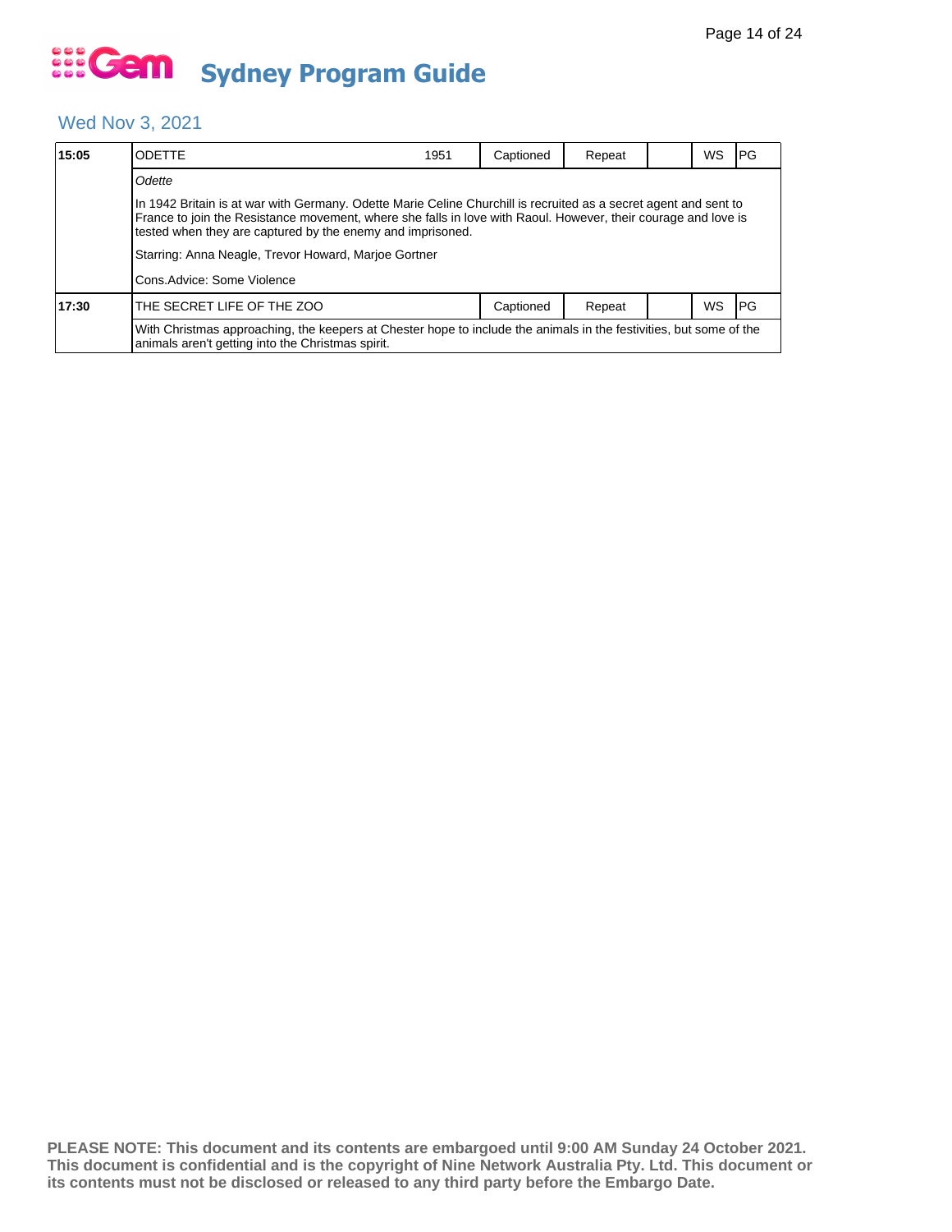# Gem Sydney Program Guide

## Wed Nov 3, 2021

| Time | Program | Year | Captioned | Repeat | | WS | Rating |
|---|---|---|---|---|---|---|---|
| **15:05** | ODETTE | 1951 | Captioned | Repeat | | WS | PG |
| | *Odette*<br><br>In 1942 Britain is at war with Germany. Odette Marie Celine Churchill is recruited as a secret agent and sent to France to join the Resistance movement, where she falls in love with Raoul. However, their courage and love is tested when they are captured by the enemy and imprisoned.<br><br>Starring: Anna Neagle, Trevor Howard, Marjoe Gortner<br><br>Cons.Advice: Some Violence | | | | | | |
| **17:30** | THE SECRET LIFE OF THE ZOO | | Captioned | Repeat | | WS | PG |
| | With Christmas approaching, the keepers at Chester hope to include the animals in the festivities, but some of the animals aren't getting into the Christmas spirit. | | | | | | |

**PLEASE NOTE: This document and its contents are embargoed until 9:00 AM Sunday 24 October 2021. This document is confidential and is the copyright of Nine Network Australia Pty. Ltd. This document or its contents must not be disclosed or released to any third party before the Embargo Date.**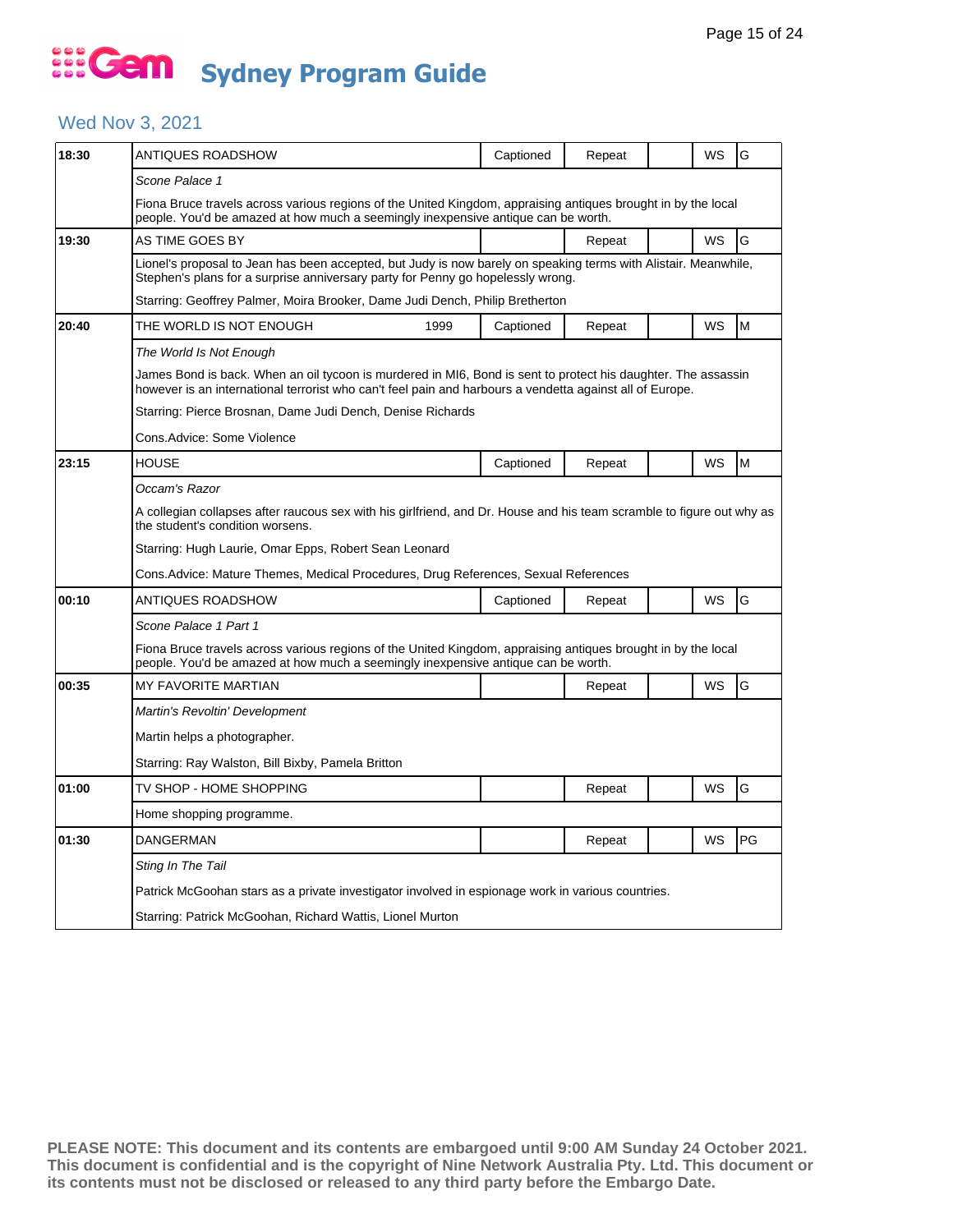# Gem Sydney Program Guide

## Wed Nov 3, 2021

| Time | Program | Year | Captioned | Repeat | | WS | Rating |
|---|---|---|---|---|---|---|---|
| 18:30 | ANTIQUES ROADSHOW | | Captioned | Repeat | | WS | G |
| | *Scone Palace 1* | | | | | | |
| | Fiona Bruce travels across various regions of the United Kingdom, appraising antiques brought in by the local people. You'd be amazed at how much a seemingly inexpensive antique can be worth. | | | | | | |
| 19:30 | AS TIME GOES BY | | | Repeat | | WS | G |
| | Lionel's proposal to Jean has been accepted, but Judy is now barely on speaking terms with Alistair. Meanwhile, Stephen's plans for a surprise anniversary party for Penny go hopelessly wrong. | | | | | | |
| | Starring: Geoffrey Palmer, Moira Brooker, Dame Judi Dench, Philip Bretherton | | | | | | |
| 20:40 | THE WORLD IS NOT ENOUGH | 1999 | Captioned | Repeat | | WS | M |
| | *The World Is Not Enough* | | | | | | |
| | James Bond is back. When an oil tycoon is murdered in MI6, Bond is sent to protect his daughter. The assassin however is an international terrorist who can't feel pain and harbours a vendetta against all of Europe. | | | | | | |
| | Starring: Pierce Brosnan, Dame Judi Dench, Denise Richards | | | | | | |
| | Cons.Advice: Some Violence | | | | | | |
| 23:15 | HOUSE | | Captioned | Repeat | | WS | M |
| | *Occam's Razor* | | | | | | |
| | A collegian collapses after raucous sex with his girlfriend, and Dr. House and his team scramble to figure out why as the student's condition worsens. | | | | | | |
| | Starring: Hugh Laurie, Omar Epps, Robert Sean Leonard | | | | | | |
| | Cons.Advice: Mature Themes, Medical Procedures, Drug References, Sexual References | | | | | | |
| 00:10 | ANTIQUES ROADSHOW | | Captioned | Repeat | | WS | G |
| | *Scone Palace 1 Part 1* | | | | | | |
| | Fiona Bruce travels across various regions of the United Kingdom, appraising antiques brought in by the local people. You'd be amazed at how much a seemingly inexpensive antique can be worth. | | | | | | |
| 00:35 | MY FAVORITE MARTIAN | | | Repeat | | WS | G |
| | *Martin's Revoltin' Development* | | | | | | |
| | Martin helps a photographer. | | | | | | |
| | Starring: Ray Walston, Bill Bixby, Pamela Britton | | | | | | |
| 01:00 | TV SHOP - HOME SHOPPING | | | Repeat | | WS | G |
| | Home shopping programme. | | | | | | |
| 01:30 | DANGERMAN | | | Repeat | | WS | PG |
| | *Sting In The Tail* | | | | | | |
| | Patrick McGoohan stars as a private investigator involved in espionage work in various countries. | | | | | | |
| | Starring: Patrick McGoohan, Richard Wattis, Lionel Murton | | | | | | |

**PLEASE NOTE: This document and its contents are embargoed until 9:00 AM Sunday 24 October 2021. This document is confidential and is the copyright of Nine Network Australia Pty. Ltd. This document or its contents must not be disclosed or released to any third party before the Embargo Date.**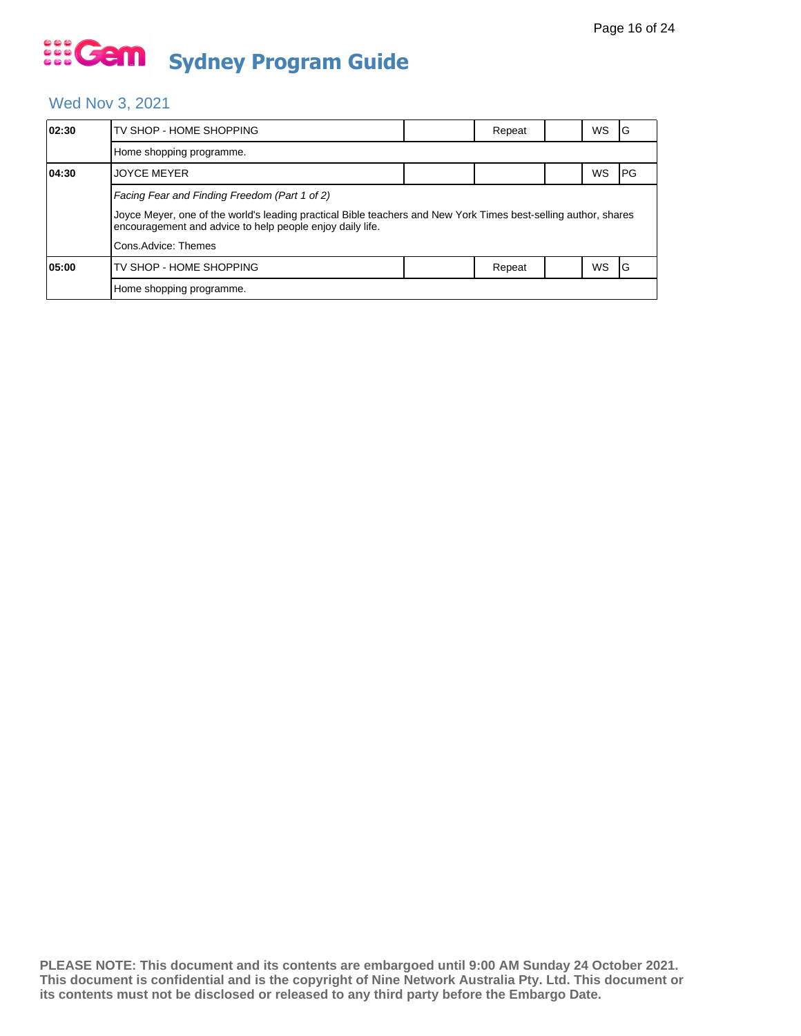# Gem Sydney Program Guide

## Wed Nov 3, 2021

| Time | Program | | Repeat | | WS | Rating |
|---|---|---|---|---|---|---|
| **02:30** | TV SHOP - HOME SHOPPING | | Repeat | | WS | G |
| | Home shopping programme. | | | | | |
| **04:30** | JOYCE MEYER | | | | WS | PG |
| | *Facing Fear and Finding Freedom (Part 1 of 2)* <br> Joyce Meyer, one of the world's leading practical Bible teachers and New York Times best-selling author, shares encouragement and advice to help people enjoy daily life. <br> Cons.Advice: Themes | | | | | |
| **05:00** | TV SHOP - HOME SHOPPING | | Repeat | | WS | G |
| | Home shopping programme. | | | | | |

**PLEASE NOTE: This document and its contents are embargoed until 9:00 AM Sunday 24 October 2021. This document is confidential and is the copyright of Nine Network Australia Pty. Ltd. This document or its contents must not be disclosed or released to any third party before the Embargo Date.**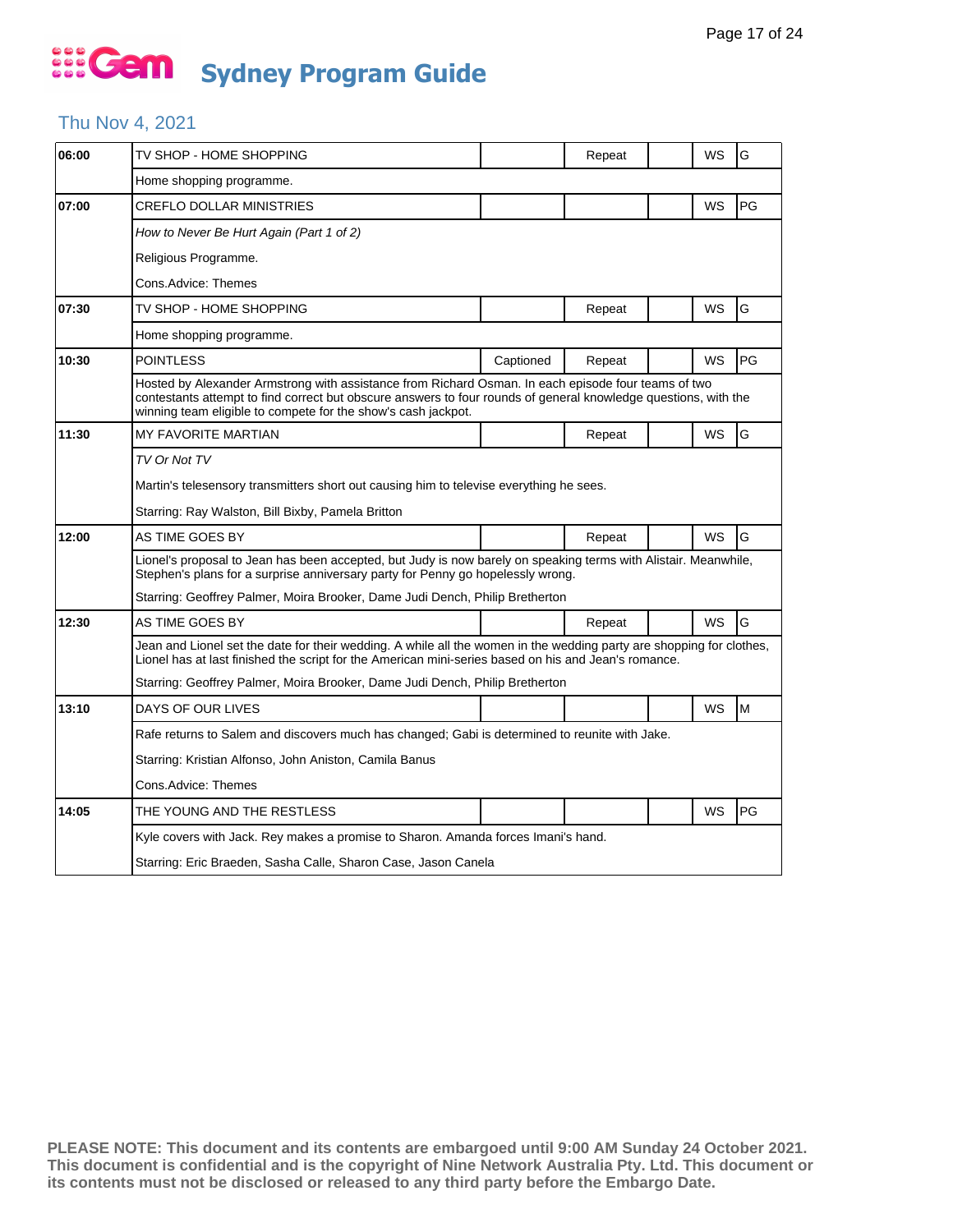# Gem Sydney Program Guide

## Thu Nov 4, 2021

| Time | Program | Captioned | Repeat | | WS | Rating |
|---|---|---|---|---|---|---|
| 06:00 | TV SHOP - HOME SHOPPING | | Repeat | | WS | G |
| | Home shopping programme. | | | | | |
| 07:00 | CREFLO DOLLAR MINISTRIES | | | | WS | PG |
| | *How to Never Be Hurt Again (Part 1 of 2)* | | | | | |
| | Religious Programme. | | | | | |
| | Cons.Advice: Themes | | | | | |
| 07:30 | TV SHOP - HOME SHOPPING | | Repeat | | WS | G |
| | Home shopping programme. | | | | | |
| 10:30 | POINTLESS | Captioned | Repeat | | WS | PG |
| | Hosted by Alexander Armstrong with assistance from Richard Osman. In each episode four teams of two contestants attempt to find correct but obscure answers to four rounds of general knowledge questions, with the winning team eligible to compete for the show's cash jackpot. | | | | | |
| 11:30 | MY FAVORITE MARTIAN | | Repeat | | WS | G |
| | *TV Or Not TV* | | | | | |
| | Martin's telesensory transmitters short out causing him to televise everything he sees. | | | | | |
| | Starring: Ray Walston, Bill Bixby, Pamela Britton | | | | | |
| 12:00 | AS TIME GOES BY | | Repeat | | WS | G |
| | Lionel's proposal to Jean has been accepted, but Judy is now barely on speaking terms with Alistair. Meanwhile, Stephen's plans for a surprise anniversary party for Penny go hopelessly wrong. | | | | | |
| | Starring: Geoffrey Palmer, Moira Brooker, Dame Judi Dench, Philip Bretherton | | | | | |
| 12:30 | AS TIME GOES BY | | Repeat | | WS | G |
| | Jean and Lionel set the date for their wedding. A while all the women in the wedding party are shopping for clothes, Lionel has at last finished the script for the American mini-series based on his and Jean's romance. | | | | | |
| | Starring: Geoffrey Palmer, Moira Brooker, Dame Judi Dench, Philip Bretherton | | | | | |
| 13:10 | DAYS OF OUR LIVES | | | | WS | M |
| | Rafe returns to Salem and discovers much has changed; Gabi is determined to reunite with Jake. | | | | | |
| | Starring: Kristian Alfonso, John Aniston, Camila Banus | | | | | |
| | Cons.Advice: Themes | | | | | |
| 14:05 | THE YOUNG AND THE RESTLESS | | | | WS | PG |
| | Kyle covers with Jack. Rey makes a promise to Sharon. Amanda forces Imani's hand. | | | | | |
| | Starring: Eric Braeden, Sasha Calle, Sharon Case, Jason Canela | | | | | |

**PLEASE NOTE: This document and its contents are embargoed until 9:00 AM Sunday 24 October 2021. This document is confidential and is the copyright of Nine Network Australia Pty. Ltd. This document or its contents must not be disclosed or released to any third party before the Embargo Date.**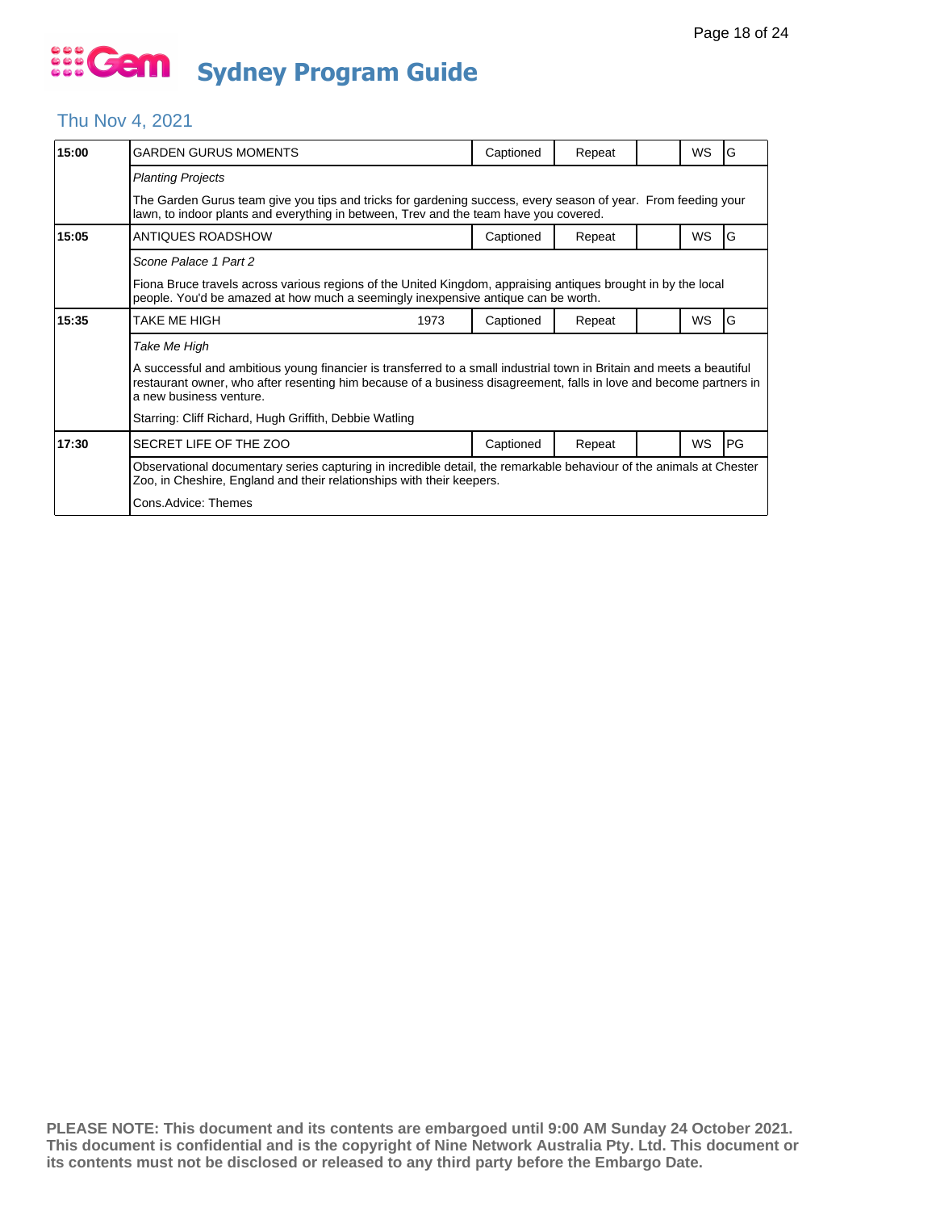# Gem Sydney Program Guide

## Thu Nov 4, 2021

| 15:00 | GARDEN GURUS MOMENTS | Captioned | Repeat | | WS | G |
|---|---|---|---|---|---|---|
| | *Planting Projects* | | | | | |
| | The Garden Gurus team give you tips and tricks for gardening success, every season of year. From feeding your lawn, to indoor plants and everything in between, Trev and the team have you covered. | | | | | |
| **15:05** | ANTIQUES ROADSHOW | Captioned | Repeat | | WS | G |
| | *Scone Palace 1 Part 2* | | | | | |
| | Fiona Bruce travels across various regions of the United Kingdom, appraising antiques brought in by the local people. You'd be amazed at how much a seemingly inexpensive antique can be worth. | | | | | |
| **15:35** | TAKE ME HIGH 1973 | Captioned | Repeat | | WS | G |
| | *Take Me High* | | | | | |
| | A successful and ambitious young financier is transferred to a small industrial town in Britain and meets a beautiful restaurant owner, who after resenting him because of a business disagreement, falls in love and become partners in a new business venture. | | | | | |
| | Starring: Cliff Richard, Hugh Griffith, Debbie Watling | | | | | |
| **17:30** | SECRET LIFE OF THE ZOO | Captioned | Repeat | | WS | PG |
| | Observational documentary series capturing in incredible detail, the remarkable behaviour of the animals at Chester Zoo, in Cheshire, England and their relationships with their keepers. | | | | | |
| | Cons.Advice: Themes | | | | | |

**PLEASE NOTE: This document and its contents are embargoed until 9:00 AM Sunday 24 October 2021. This document is confidential and is the copyright of Nine Network Australia Pty. Ltd. This document or its contents must not be disclosed or released to any third party before the Embargo Date.**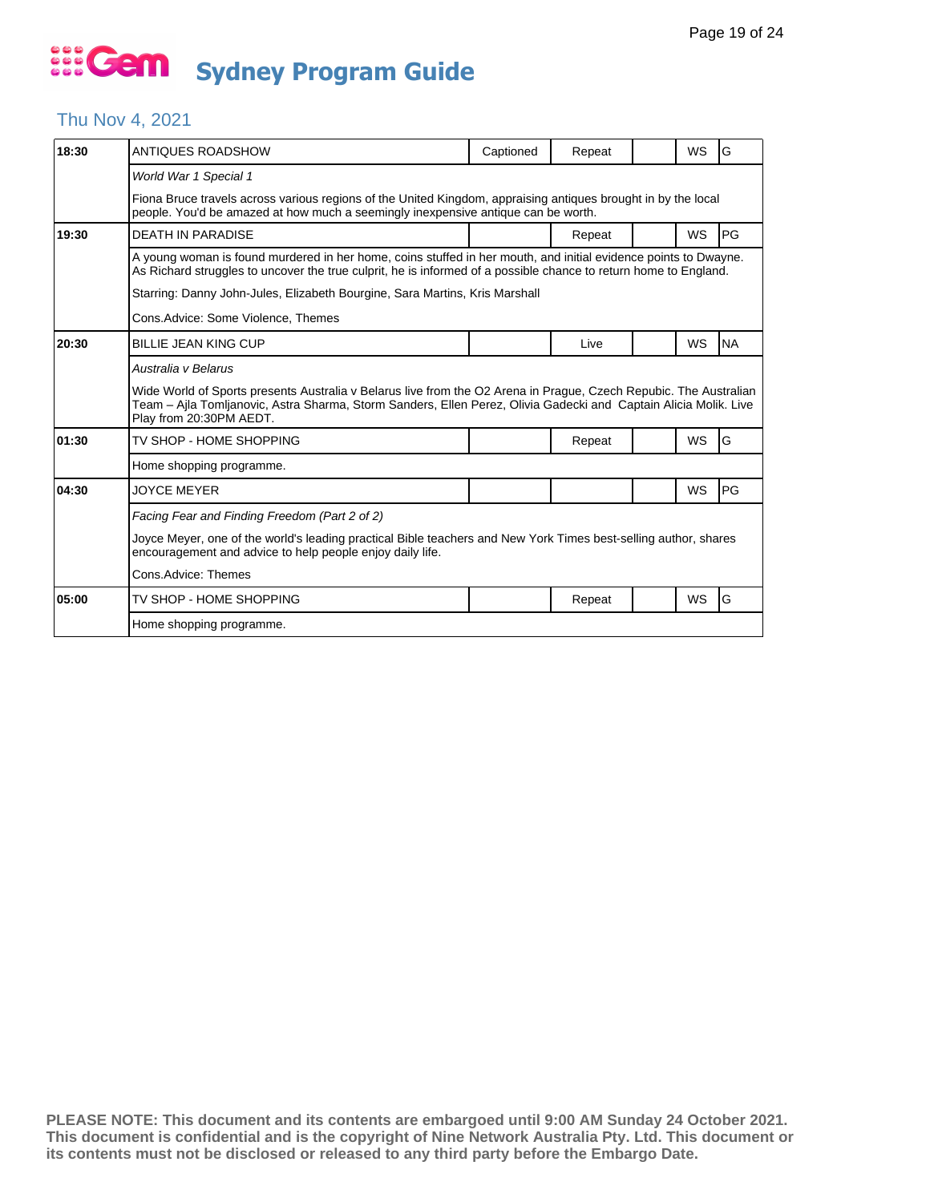# Gem Sydney Program Guide

## Thu Nov 4, 2021

| Time | Program | Captioned | Repeat/Live | | WS | Rating |
|---|---|---|---|---|---|---|
| 18:30 | ANTIQUES ROADSHOW | Captioned | Repeat | | WS | G |
| | *World War 1 Special 1*<br>Fiona Bruce travels across various regions of the United Kingdom, appraising antiques brought in by the local people. You'd be amazed at how much a seemingly inexpensive antique can be worth. | | | | | |
| 19:30 | DEATH IN PARADISE | | Repeat | | WS | PG |
| | A young woman is found murdered in her home, coins stuffed in her mouth, and initial evidence points to Dwayne. As Richard struggles to uncover the true culprit, he is informed of a possible chance to return home to England.<br>Starring: Danny John-Jules, Elizabeth Bourgine, Sara Martins, Kris Marshall<br>Cons.Advice: Some Violence, Themes | | | | | |
| 20:30 | BILLIE JEAN KING CUP | | Live | | WS | NA |
| | *Australia v Belarus*<br>Wide World of Sports presents Australia v Belarus live from the O2 Arena in Prague, Czech Repubic. The Australian Team – Ajla Tomljanovic, Astra Sharma, Storm Sanders, Ellen Perez, Olivia Gadecki and Captain Alicia Molik. Live Play from 20:30PM AEDT. | | | | | |
| 01:30 | TV SHOP - HOME SHOPPING | | Repeat | | WS | G |
| | Home shopping programme. | | | | | |
| 04:30 | JOYCE MEYER | | | | WS | PG |
| | *Facing Fear and Finding Freedom (Part 2 of 2)*<br>Joyce Meyer, one of the world's leading practical Bible teachers and New York Times best-selling author, shares encouragement and advice to help people enjoy daily life.<br>Cons.Advice: Themes | | | | | |
| 05:00 | TV SHOP - HOME SHOPPING | | Repeat | | WS | G |
| | Home shopping programme. | | | | | |

**PLEASE NOTE: This document and its contents are embargoed until 9:00 AM Sunday 24 October 2021. This document is confidential and is the copyright of Nine Network Australia Pty. Ltd. This document or its contents must not be disclosed or released to any third party before the Embargo Date.**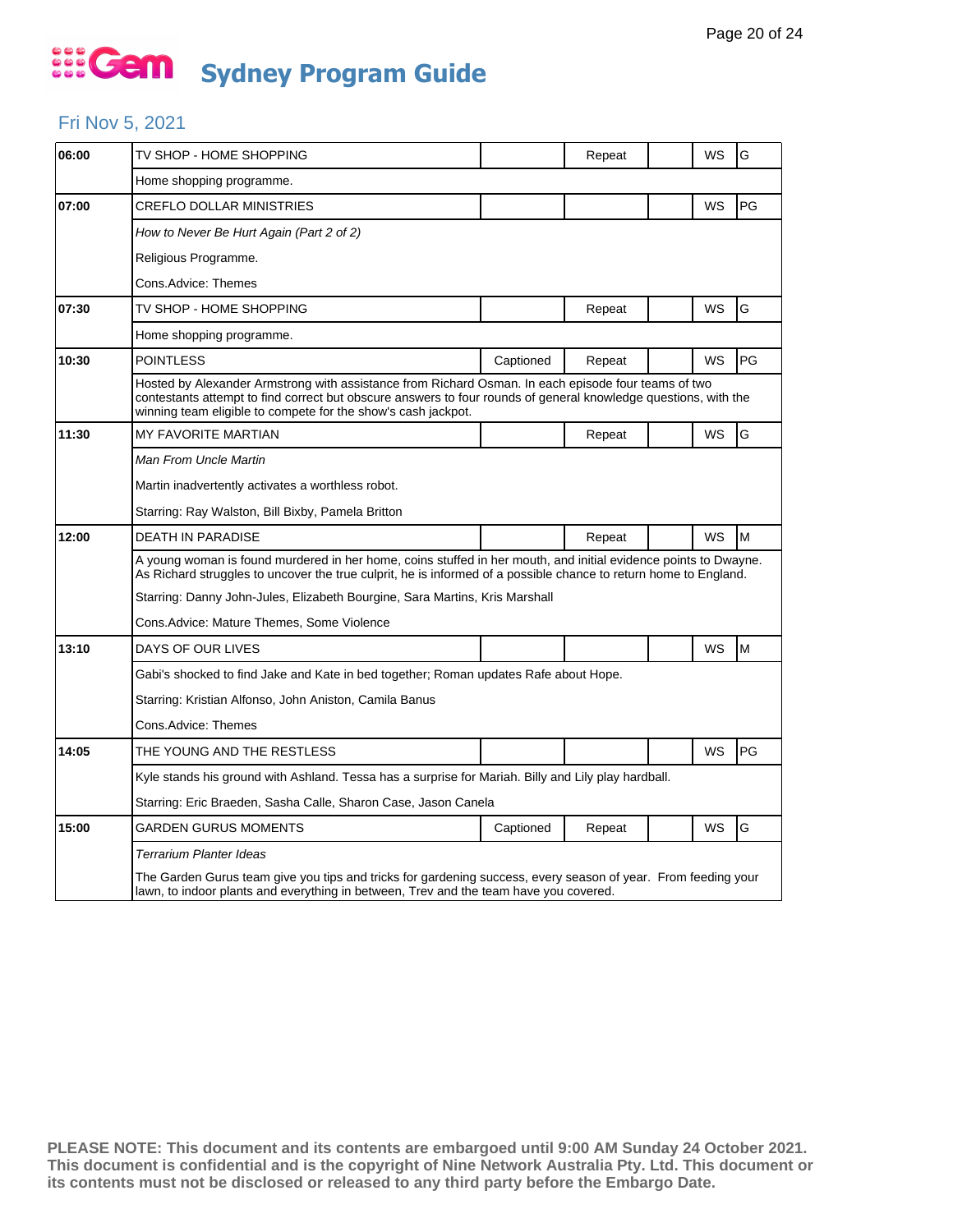# Gem Sydney Program Guide

## Fri Nov 5, 2021

| Time | Program | | | | | |
|---|---|---|---|---|---|---|
| 06:00 | TV SHOP - HOME SHOPPING | | Repeat | | WS | G |
| | Home shopping programme. | | | | | |
| 07:00 | CREFLO DOLLAR MINISTRIES | | | | WS | PG |
| | *How to Never Be Hurt Again (Part 2 of 2)* | | | | | |
| | Religious Programme. | | | | | |
| | Cons.Advice: Themes | | | | | |
| 07:30 | TV SHOP - HOME SHOPPING | | Repeat | | WS | G |
| | Home shopping programme. | | | | | |
| 10:30 | POINTLESS | Captioned | Repeat | | WS | PG |
| | Hosted by Alexander Armstrong with assistance from Richard Osman. In each episode four teams of two contestants attempt to find correct but obscure answers to four rounds of general knowledge questions, with the winning team eligible to compete for the show's cash jackpot. | | | | | |
| 11:30 | MY FAVORITE MARTIAN | | Repeat | | WS | G |
| | *Man From Uncle Martin* | | | | | |
| | Martin inadvertently activates a worthless robot. | | | | | |
| | Starring: Ray Walston, Bill Bixby, Pamela Britton | | | | | |
| 12:00 | DEATH IN PARADISE | | Repeat | | WS | M |
| | A young woman is found murdered in her home, coins stuffed in her mouth, and initial evidence points to Dwayne. As Richard struggles to uncover the true culprit, he is informed of a possible chance to return home to England. | | | | | |
| | Starring: Danny John-Jules, Elizabeth Bourgine, Sara Martins, Kris Marshall | | | | | |
| | Cons.Advice: Mature Themes, Some Violence | | | | | |
| 13:10 | DAYS OF OUR LIVES | | | | WS | M |
| | Gabi's shocked to find Jake and Kate in bed together; Roman updates Rafe about Hope. | | | | | |
| | Starring: Kristian Alfonso, John Aniston, Camila Banus | | | | | |
| | Cons.Advice: Themes | | | | | |
| 14:05 | THE YOUNG AND THE RESTLESS | | | | WS | PG |
| | Kyle stands his ground with Ashland. Tessa has a surprise for Mariah. Billy and Lily play hardball. | | | | | |
| | Starring: Eric Braeden, Sasha Calle, Sharon Case, Jason Canela | | | | | |
| 15:00 | GARDEN GURUS MOMENTS | Captioned | Repeat | | WS | G |
| | *Terrarium Planter Ideas* | | | | | |
| | The Garden Gurus team give you tips and tricks for gardening success, every season of year. From feeding your lawn, to indoor plants and everything in between, Trev and the team have you covered. | | | | | |

**PLEASE NOTE: This document and its contents are embargoed until 9:00 AM Sunday 24 October 2021. This document is confidential and is the copyright of Nine Network Australia Pty. Ltd. This document or its contents must not be disclosed or released to any third party before the Embargo Date.**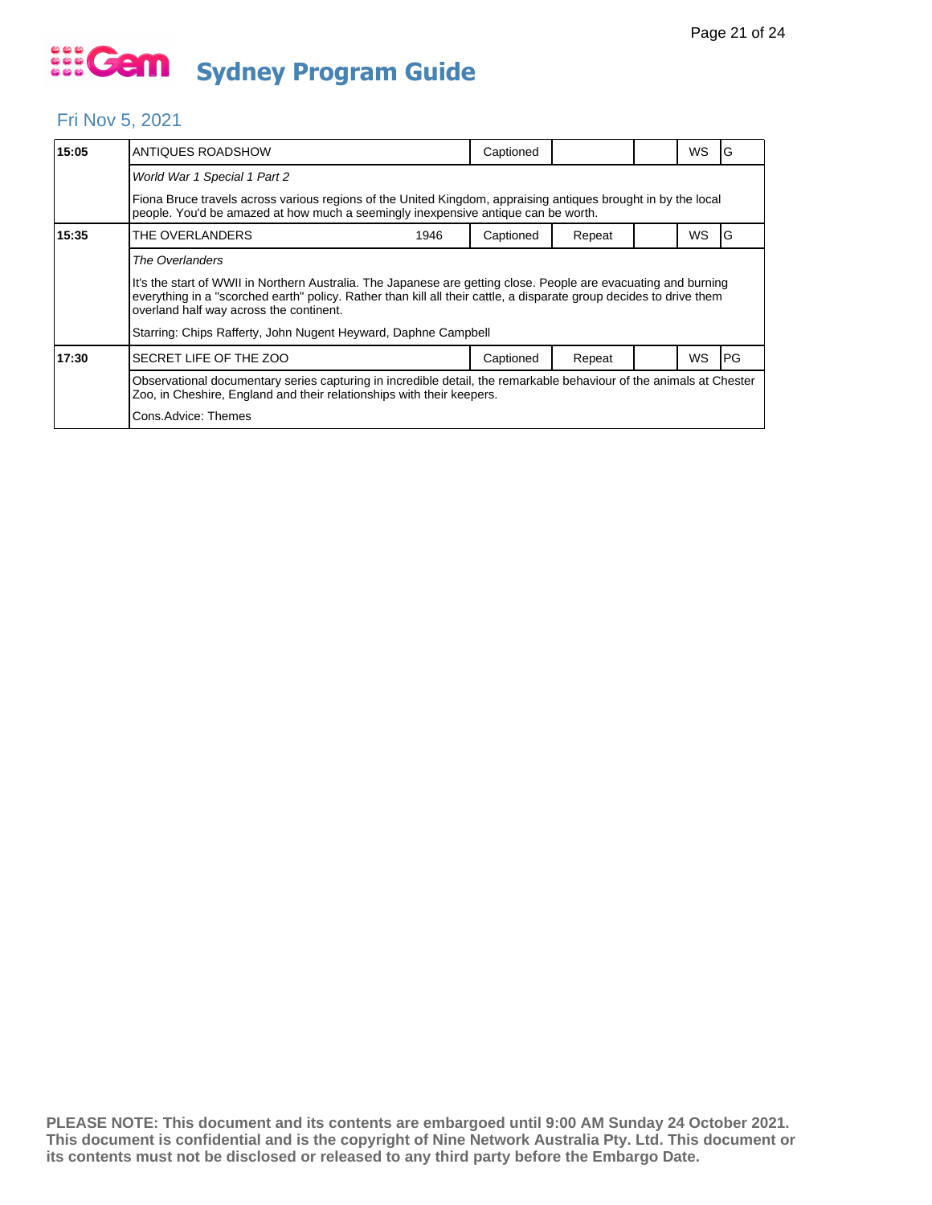# Gem Sydney Program Guide

## Fri Nov 5, 2021

| Time | Program | Year | Captioned | Repeat | | WS | Rating |
|---|---|---|---|---|---|---|---|
| 15:05 | ANTIQUES ROADSHOW | | Captioned | | | WS | G |
| | *World War 1 Special 1 Part 2* | | | | | | |
| | Fiona Bruce travels across various regions of the United Kingdom, appraising antiques brought in by the local people. You'd be amazed at how much a seemingly inexpensive antique can be worth. | | | | | | |
| 15:35 | THE OVERLANDERS | 1946 | Captioned | Repeat | | WS | G |
| | *The Overlanders* | | | | | | |
| | It's the start of WWII in Northern Australia. The Japanese are getting close. People are evacuating and burning everything in a "scorched earth" policy. Rather than kill all their cattle, a disparate group decides to drive them overland half way across the continent. | | | | | | |
| | Starring: Chips Rafferty, John Nugent Heyward, Daphne Campbell | | | | | | |
| 17:30 | SECRET LIFE OF THE ZOO | | Captioned | Repeat | | WS | PG |
| | Observational documentary series capturing in incredible detail, the remarkable behaviour of the animals at Chester Zoo, in Cheshire, England and their relationships with their keepers. | | | | | | |
| | Cons.Advice: Themes | | | | | | |

**PLEASE NOTE: This document and its contents are embargoed until 9:00 AM Sunday 24 October 2021. This document is confidential and is the copyright of Nine Network Australia Pty. Ltd. This document or its contents must not be disclosed or released to any third party before the Embargo Date.**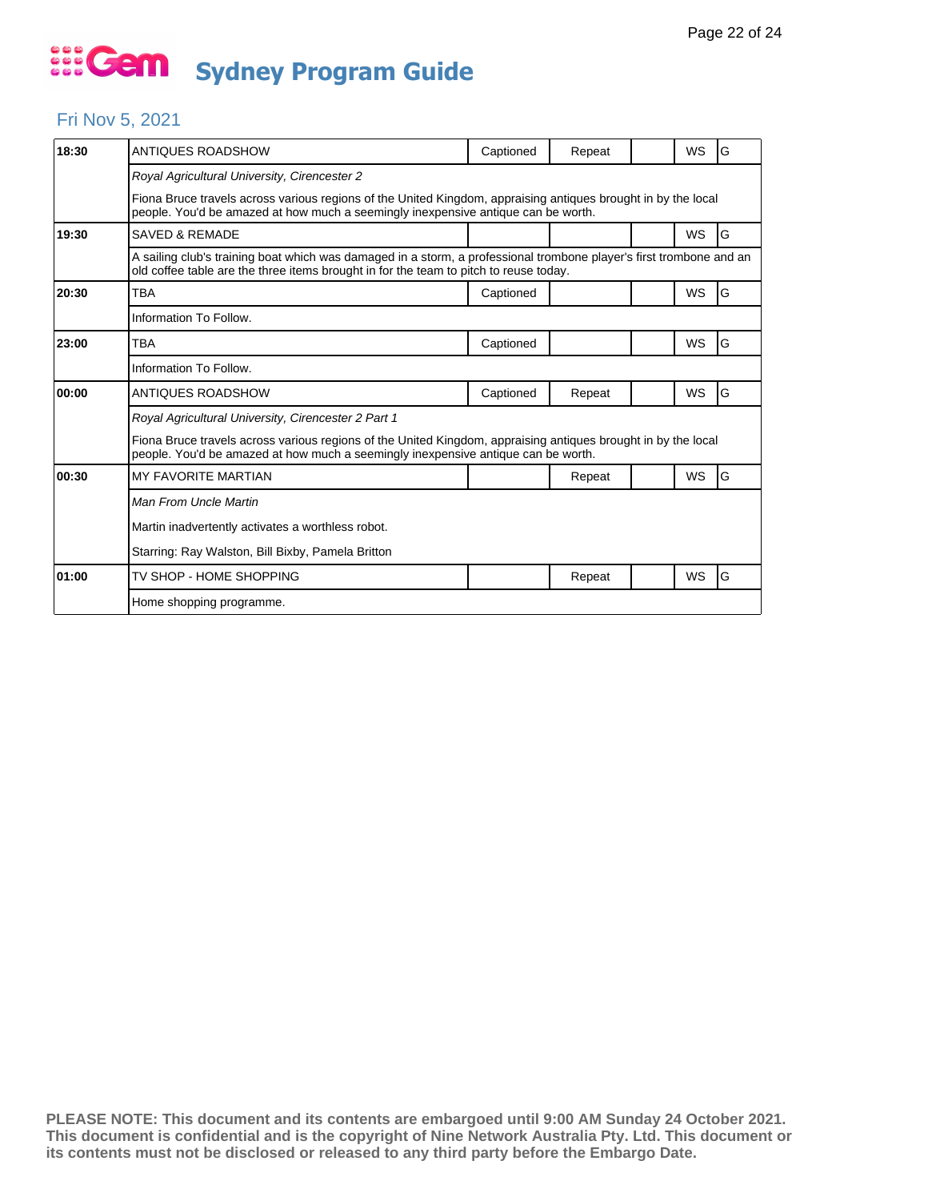# Sydney Program Guide

## Fri Nov 5, 2021

| Time | Program | Captioned | Repeat | | WS | Rating |
|---|---|---|---|---|---|---|
| 18:30 | ANTIQUES ROADSHOW | Captioned | Repeat | | WS | G |
| | *Royal Agricultural University, Cirencester 2* | | | | | |
| | Fiona Bruce travels across various regions of the United Kingdom, appraising antiques brought in by the local people. You'd be amazed at how much a seemingly inexpensive antique can be worth. | | | | | |
| 19:30 | SAVED & REMADE | | | | WS | G |
| | A sailing club's training boat which was damaged in a storm, a professional trombone player's first trombone and an old coffee table are the three items brought in for the team to pitch to reuse today. | | | | | |
| 20:30 | TBA | Captioned | | | WS | G |
| | Information To Follow. | | | | | |
| 23:00 | TBA | Captioned | | | WS | G |
| | Information To Follow. | | | | | |
| 00:00 | ANTIQUES ROADSHOW | Captioned | Repeat | | WS | G |
| | *Royal Agricultural University, Cirencester 2 Part 1* | | | | | |
| | Fiona Bruce travels across various regions of the United Kingdom, appraising antiques brought in by the local people. You'd be amazed at how much a seemingly inexpensive antique can be worth. | | | | | |
| 00:30 | MY FAVORITE MARTIAN | | Repeat | | WS | G |
| | *Man From Uncle Martin* | | | | | |
| | Martin inadvertently activates a worthless robot. | | | | | |
| | Starring: Ray Walston, Bill Bixby, Pamela Britton | | | | | |
| 01:00 | TV SHOP - HOME SHOPPING | | Repeat | | WS | G |
| | Home shopping programme. | | | | | |

**PLEASE NOTE: This document and its contents are embargoed until 9:00 AM Sunday 24 October 2021. This document is confidential and is the copyright of Nine Network Australia Pty. Ltd. This document or its contents must not be disclosed or released to any third party before the Embargo Date.**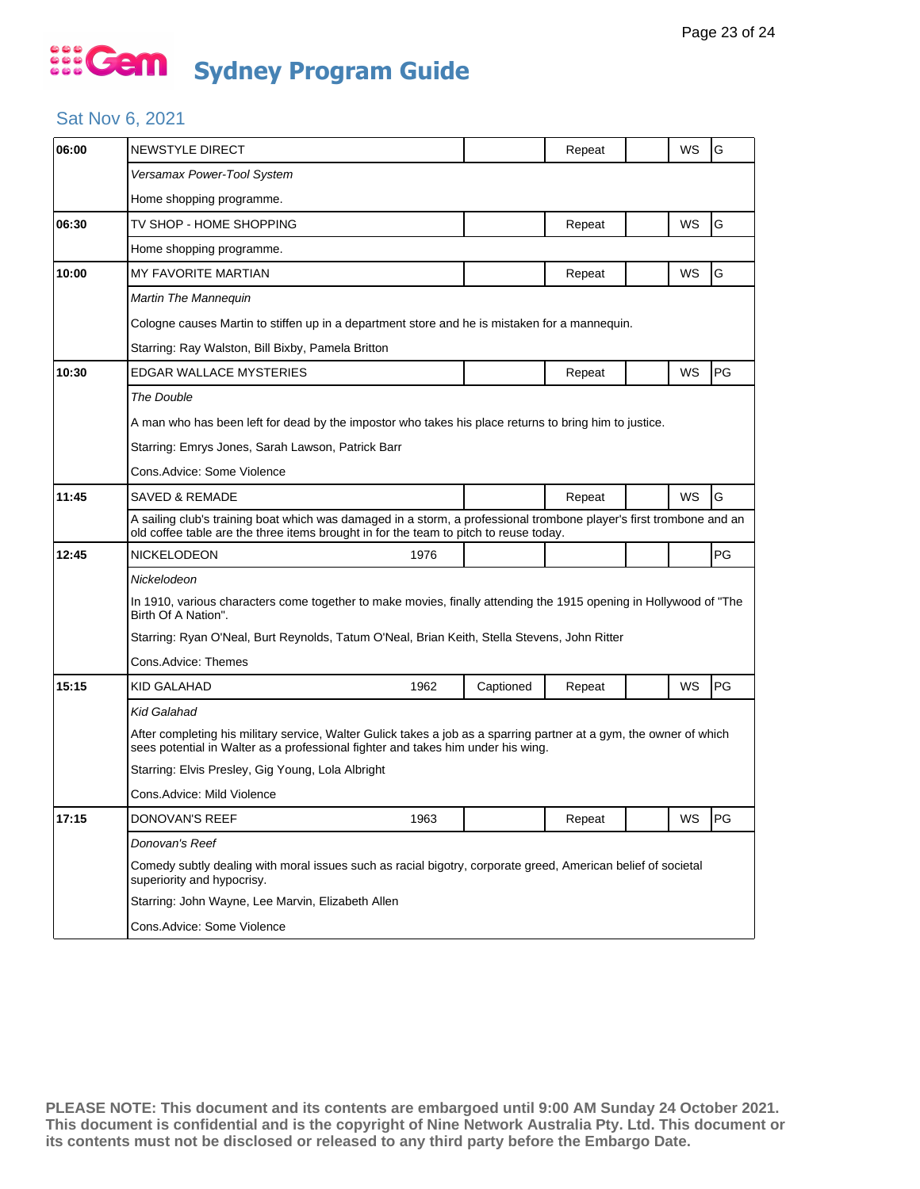# Gem Sydney Program Guide

## Sat Nov 6, 2021

| Time | Program | Year | Captioned | Repeat | | WS | Rating |
|---|---|---|---|---|---|---|---|
| 06:00 | NEWSTYLE DIRECT | | | Repeat | | WS | G |
| | *Versamax Power-Tool System* | | | | | | |
| | Home shopping programme. | | | | | | |
| 06:30 | TV SHOP - HOME SHOPPING | | | Repeat | | WS | G |
| | Home shopping programme. | | | | | | |
| 10:00 | MY FAVORITE MARTIAN | | | Repeat | | WS | G |
| | *Martin The Mannequin* | | | | | | |
| | Cologne causes Martin to stiffen up in a department store and he is mistaken for a mannequin. | | | | | | |
| | Starring: Ray Walston, Bill Bixby, Pamela Britton | | | | | | |
| 10:30 | EDGAR WALLACE MYSTERIES | | | Repeat | | WS | PG |
| | *The Double* | | | | | | |
| | A man who has been left for dead by the impostor who takes his place returns to bring him to justice. | | | | | | |
| | Starring: Emrys Jones, Sarah Lawson, Patrick Barr | | | | | | |
| | Cons.Advice: Some Violence | | | | | | |
| 11:45 | SAVED & REMADE | | | Repeat | | WS | G |
| | A sailing club's training boat which was damaged in a storm, a professional trombone player's first trombone and an old coffee table are the three items brought in for the team to pitch to reuse today. | | | | | | |
| 12:45 | NICKELODEON | 1976 | | | | | PG |
| | *Nickelodeon* | | | | | | |
| | In 1910, various characters come together to make movies, finally attending the 1915 opening in Hollywood of "The Birth Of A Nation". | | | | | | |
| | Starring: Ryan O'Neal, Burt Reynolds, Tatum O'Neal, Brian Keith, Stella Stevens, John Ritter | | | | | | |
| | Cons.Advice: Themes | | | | | | |
| 15:15 | KID GALAHAD | 1962 | Captioned | Repeat | | WS | PG |
| | *Kid Galahad* | | | | | | |
| | After completing his military service, Walter Gulick takes a job as a sparring partner at a gym, the owner of which sees potential in Walter as a professional fighter and takes him under his wing. | | | | | | |
| | Starring: Elvis Presley, Gig Young, Lola Albright | | | | | | |
| | Cons.Advice: Mild Violence | | | | | | |
| 17:15 | DONOVAN'S REEF | 1963 | | Repeat | | WS | PG |
| | *Donovan's Reef* | | | | | | |
| | Comedy subtly dealing with moral issues such as racial bigotry, corporate greed, American belief of societal superiority and hypocrisy. | | | | | | |
| | Starring: John Wayne, Lee Marvin, Elizabeth Allen | | | | | | |
| | Cons.Advice: Some Violence | | | | | | |

**PLEASE NOTE: This document and its contents are embargoed until 9:00 AM Sunday 24 October 2021. This document is confidential and is the copyright of Nine Network Australia Pty. Ltd. This document or its contents must not be disclosed or released to any third party before the Embargo Date.**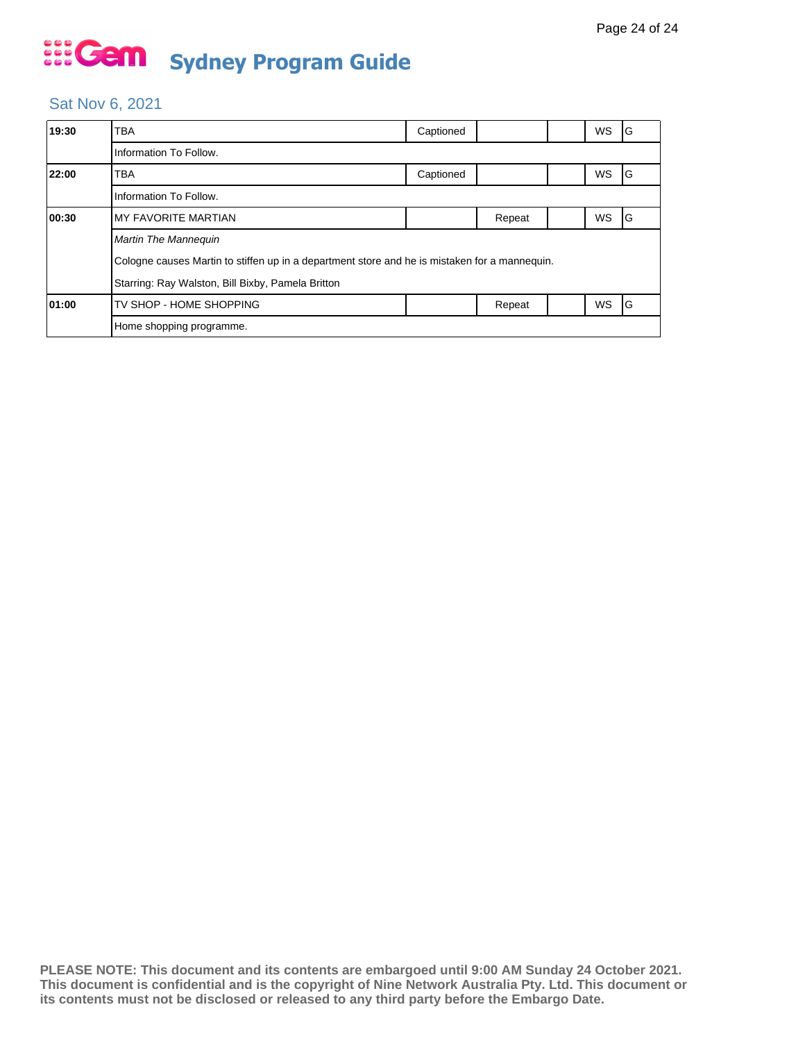# Sydney Program Guide

## Sat Nov 6, 2021

| | | | | | | |
|---|---|---|---|---|---|---|
| **19:30** | TBA | Captioned | | | WS | G |
| | Information To Follow. | | | | | |
| **22:00** | TBA | Captioned | | | WS | G |
| | Information To Follow. | | | | | |
| **00:30** | MY FAVORITE MARTIAN | | Repeat | | WS | G |
| | *Martin The Mannequin*<br>Cologne causes Martin to stiffen up in a department store and he is mistaken for a mannequin.<br>Starring: Ray Walston, Bill Bixby, Pamela Britton | | | | | |
| **01:00** | TV SHOP - HOME SHOPPING | | Repeat | | WS | G |
| | Home shopping programme. | | | | | |

**PLEASE NOTE: This document and its contents are embargoed until 9:00 AM Sunday 24 October 2021. This document is confidential and is the copyright of Nine Network Australia Pty. Ltd. This document or its contents must not be disclosed or released to any third party before the Embargo Date.**